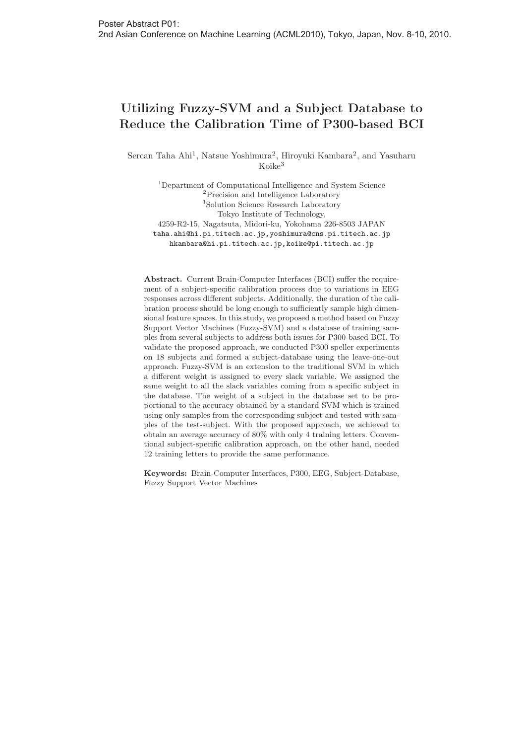Poster Abstract P01:
2nd Asian Conference on Machine Learning (ACML2010), Tokyo, Japan, Nov. 8-10, 2010.

# Utilizing Fuzzy-SVM and a Subject Database to Reduce the Calibration Time of P300-based BCI

Sercan Taha Ahi[1], Natsue Yoshimura[2], Hiroyuki Kambara[2], and Yasuharu Koike[3]

[1]Department of Computational Intelligence and System Science
[2]Precision and Intelligence Laboratory
[3]Solution Science Research Laboratory
Tokyo Institute of Technology,
4259-R2-15, Nagatsuta, Midori-ku, Yokohama 226-8503 JAPAN
taha.ahi@hi.pi.titech.ac.jp, yoshimura@cns.pi.titech.ac.jp
hkambara@hi.pi.titech.ac.jp, koike@pi.titech.ac.jp

**Abstract.** Current Brain-Computer Interfaces (BCI) suffer the requirement of a subject-specific calibration process due to variations in EEG responses across different subjects. Additionally, the duration of the calibration process should be long enough to sufficiently sample high dimensional feature spaces. In this study, we proposed a method based on Fuzzy Support Vector Machines (Fuzzy-SVM) and a database of training samples from several subjects to address both issues for P300-based BCI. To validate the proposed approach, we conducted P300 speller experiments on 18 subjects and formed a subject-database using the leave-one-out approach. Fuzzy-SVM is an extension to the traditional SVM in which a different weight is assigned to every slack variable. We assigned the same weight to all the slack variables coming from a specific subject in the database. The weight of a subject in the database set to be proportional to the accuracy obtained by a standard SVM which is trained using only samples from the corresponding subject and tested with samples of the test-subject. With the proposed approach, we achieved to obtain an average accuracy of 80% with only 4 training letters. Conventional subject-specific calibration approach, on the other hand, needed 12 training letters to provide the same performance.

**Keywords:** Brain-Computer Interfaces, P300, EEG, Subject-Database, Fuzzy Support Vector Machines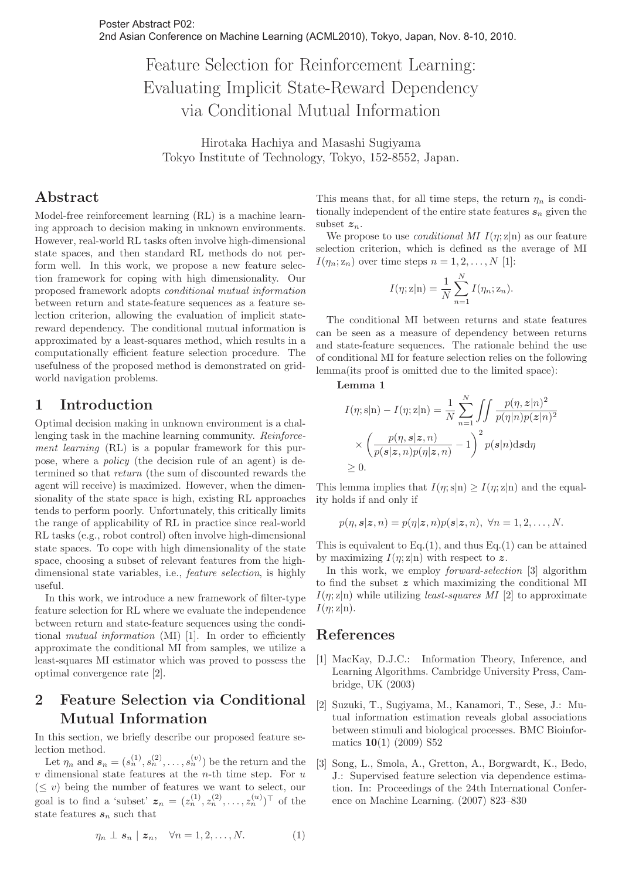# Feature Selection for Reinforcement Learning: Evaluating Implicit State-Reward Dependency via Conditional Mutual Information

Hirotaka Hachiya and Masashi Sugiyama
Tokyo Institute of Technology, Tokyo, 152-8552, Japan.

## Abstract

Model-free reinforcement learning (RL) is a machine learning approach to decision making in unknown environments. However, real-world RL tasks often involve high-dimensional state spaces, and then standard RL methods do not perform well. In this work, we propose a new feature selection framework for coping with high dimensionality. Our proposed framework adopts *conditional mutual information* between return and state-feature sequences as a feature selection criterion, allowing the evaluation of implicit state-reward dependency. The conditional mutual information is approximated by a least-squares method, which results in a computationally efficient feature selection procedure. The usefulness of the proposed method is demonstrated on grid-world navigation problems.

## 1 Introduction

Optimal decision making in unknown environment is a challenging task in the machine learning community. *Reinforcement learning* (RL) is a popular framework for this purpose, where a *policy* (the decision rule of an agent) is determined so that *return* (the sum of discounted rewards the agent will receive) is maximized. However, when the dimensionality of the state space is high, existing RL approaches tends to perform poorly. Unfortunately, this critically limits the range of applicability of RL in practice since real-world RL tasks (e.g., robot control) often involve high-dimensional state spaces. To cope with high dimensionality of the state space, choosing a subset of relevant features from the high-dimensional state variables, i.e., *feature selection*, is highly useful.

In this work, we introduce a new framework of filter-type feature selection for RL where we evaluate the independence between return and state-feature sequences using the conditional *mutual information* (MI) [1]. In order to efficiently approximate the conditional MI from samples, we utilize a least-squares MI estimator which was proved to possess the optimal convergence rate [2].

## 2 Feature Selection via Conditional Mutual Information

In this section, we briefly describe our proposed feature selection method.

Let $\eta_n$ and $\boldsymbol{s}_n = (s_n^{(1)}, s_n^{(2)}, \ldots, s_n^{(v)})$ be the return and the $v$ dimensional state features at the $n$-th time step. For $u$ $(\leq v)$ being the number of features we want to select, our goal is to find a 'subset' $\boldsymbol{z}_n = (z_n^{(1)}, z_n^{(2)}, \ldots, z_n^{(u)})^\top$ of the state features $\boldsymbol{s}_n$ such that

$$\eta_n \perp \boldsymbol{s}_n \mid \boldsymbol{z}_n, \quad \forall n = 1, 2, \ldots, N. \tag{1}$$

This means that, for all time steps, the return $\eta_n$ is conditionally independent of the entire state features $\boldsymbol{s}_n$ given the subset $\boldsymbol{z}_n$.

We propose to use *conditional MI* $I(\eta; \mathrm{z}|\mathrm{n})$ as our feature selection criterion, which is defined as the average of MI $I(\eta_n; \mathrm{z}_n)$ over time steps $n = 1, 2, \ldots, N$ [1]:

$$I(\eta; \mathrm{z}|\mathrm{n}) = \frac{1}{N} \sum_{n=1}^{N} I(\eta_n; \mathrm{z}_n).$$

The conditional MI between returns and state features can be seen as a measure of dependency between returns and state-feature sequences. The rationale behind the use of conditional MI for feature selection relies on the following lemma(its proof is omitted due to the limited space):

**Lemma 1**

$$I(\eta; \mathrm{s}|\mathrm{n}) - I(\eta; \mathrm{z}|\mathrm{n}) = \frac{1}{N} \sum_{n=1}^{N} \iint \frac{p(\eta, \boldsymbol{z}|n)^2}{p(\eta|n) p(\boldsymbol{z}|n)^2} \times \left( \frac{p(\eta, \boldsymbol{s}|\boldsymbol{z}, n)}{p(\boldsymbol{s}|\boldsymbol{z}, n) p(\eta|\boldsymbol{z}, n)} - 1 \right)^2 p(\boldsymbol{s}|n) \mathrm{d}\boldsymbol{s} \mathrm{d}\eta \geq 0.$$

This lemma implies that $I(\eta; \mathrm{s}|\mathrm{n}) \geq I(\eta; \mathrm{z}|\mathrm{n})$ and the equality holds if and only if

$$p(\eta, \boldsymbol{s}|\boldsymbol{z}, n) = p(\eta|\boldsymbol{z}, n) p(\boldsymbol{s}|\boldsymbol{z}, n), \ \forall n = 1, 2, \ldots, N.$$

This is equivalent to Eq.(1), and thus Eq.(1) can be attained by maximizing $I(\eta; \mathrm{z}|\mathrm{n})$ with respect to $\boldsymbol{z}$.

In this work, we employ *forward-selection* [3] algorithm to find the subset $\boldsymbol{z}$ which maximizing the conditional MI $I(\eta; \mathrm{z}|\mathrm{n})$ while utilizing *least-squares MI* [2] to approximate $I(\eta; \mathrm{z}|\mathrm{n})$.

## References

[1] MacKay, D.J.C.: Information Theory, Inference, and Learning Algorithms. Cambridge University Press, Cambridge, UK (2003)

[2] Suzuki, T., Sugiyama, M., Kanamori, T., Sese, J.: Mutual information estimation reveals global associations between stimuli and biological processes. BMC Bioinformatics **10**(1) (2009) S52

[3] Song, L., Smola, A., Gretton, A., Borgwardt, K., Bedo, J.: Supervised feature selection via dependence estimation. In: Proceedings of the 24th International Conference on Machine Learning. (2007) 823–830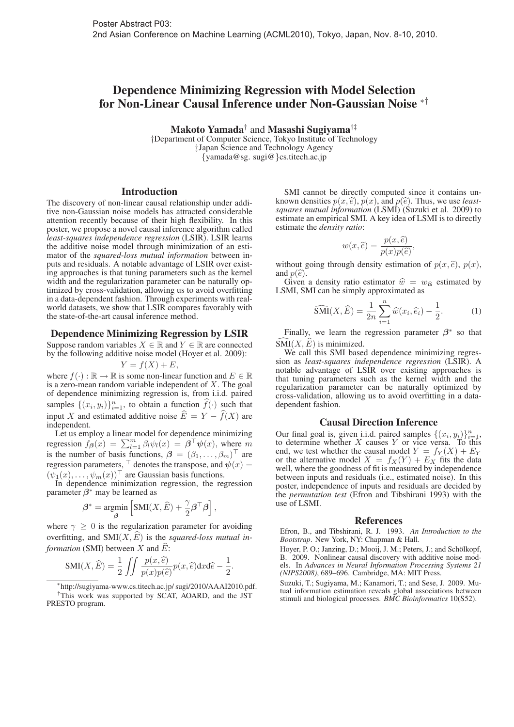Poster Abstract P03:
2nd Asian Conference on Machine Learning (ACML2010), Tokyo, Japan, Nov. 8-10, 2010.

# Dependence Minimizing Regression with Model Selection for Non-Linear Causal Inference under Non-Gaussian Noise *†

**Makoto Yamada**† and **Masashi Sugiyama**†‡

†Department of Computer Science, Tokyo Institute of Technology
‡Japan Science and Technology Agency
{yamada@sg. sugi@}cs.titech.ac.jp

## Introduction

The discovery of non-linear causal relationship under additive non-Gaussian noise models has attracted considerable attention recently because of their high flexibility. In this poster, we propose a novel causal inference algorithm called *least-squares independence regression* (LSIR). LSIR learns the additive noise model through minimization of an estimator of the *squared-loss mutual information* between inputs and residuals. A notable advantage of LSIR over existing approaches is that tuning parameters such as the kernel width and the regularization parameter can be naturally optimized by cross-validation, allowing us to avoid overfitting in a data-dependent fashion. Through experiments with real-world datasets, we show that LSIR compares favorably with the state-of-the-art causal inference method.

## Dependence Minimizing Regression by LSIR

Suppose random variables $X \in \mathbb{R}$ and $Y \in \mathbb{R}$ are connected by the following additive noise model (Hoyer et al. 2009):

$$Y = f(X) + E,$$

where $f(\cdot) : \mathbb{R} \to \mathbb{R}$ is some non-linear function and $E \in \mathbb{R}$ is a zero-mean random variable independent of $X$. The goal of dependence minimizing regression is, from i.i.d. paired samples $\{(x_i, y_i)\}_{i=1}^n$, to obtain a function $\widehat{f}(\cdot)$ such that input $X$ and estimated additive noise $\widehat{E} = Y - \widehat{f}(X)$ are independent.

Let us employ a linear model for dependence minimizing regression $f_{\boldsymbol{\beta}}(x) = \sum_{l=1}^m \beta_l \psi_l(x) = \boldsymbol{\beta}^\top \boldsymbol{\psi}(x)$, where $m$ is the number of basis functions, $\boldsymbol{\beta} = (\beta_1, \ldots, \beta_m)^\top$ are regression parameters, $^\top$ denotes the transpose, and $\boldsymbol{\psi}(x) = (\psi_1(x), \ldots, \psi_m(x))^\top$ are Gaussian basis functions.

In dependence minimization regression, the regression parameter $\boldsymbol{\beta}^*$ may be learned as

$$\boldsymbol{\beta}^* = \mathop{\mathrm{argmin}}_{\boldsymbol{\beta}} \left[ \mathrm{SMI}(X, \widehat{E}) + \frac{\gamma}{2} \boldsymbol{\beta}^\top \boldsymbol{\beta} \right],$$

where $\gamma \geq 0$ is the regularization parameter for avoiding overfitting, and $\mathrm{SMI}(X, \widehat{E})$ is the *squared-loss mutual information* (SMI) between $X$ and $\widehat{E}$:

$$\mathrm{SMI}(X, \widehat{E}) = \frac{1}{2} \iint \frac{p(x, \widehat{e})}{p(x)p(\widehat{e})} p(x, \widehat{e}) \mathrm{d}x \mathrm{d}\widehat{e} - \frac{1}{2}.$$

SMI cannot be directly computed since it contains unknown densities $p(x, \widehat{e})$, $p(x)$, and $p(\widehat{e})$. Thus, we use *least-squares mutual information* (LSMI) (Suzuki et al. 2009) to estimate an empirical SMI. A key idea of LSMI is to directly estimate the *density ratio*:

$$w(x, \widehat{e}) = \frac{p(x, \widehat{e})}{p(x)p(\widehat{e})},$$

without going through density estimation of $p(x, \widehat{e})$, $p(x)$, and $p(\widehat{e})$.

Given a density ratio estimator $\widehat{w} = w_{\widehat{\boldsymbol{\alpha}}}$ estimated by LSMI, SMI can be simply approximated as

$$\widehat{\mathrm{SMI}}(X, \widehat{E}) = \frac{1}{2n} \sum_{i=1}^n \widehat{w}(x_i, \widehat{e}_i) - \frac{1}{2}. \tag{1}$$

Finally, we learn the regression parameter $\boldsymbol{\beta}^*$ so that $\widehat{\mathrm{SMI}}(X, \widehat{E})$ is minimized.

We call this SMI based dependence minimizing regression as *least-squares independence regression* (LSIR). A notable advantage of LSIR over existing approaches is that tuning parameters such as the kernel width and the regularization parameter can be naturally optimized by cross-validation, allowing us to avoid overfitting in a data-dependent fashion.

## Causal Direction Inference

Our final goal is, given i.i.d. paired samples $\{(x_i, y_i)\}_{i=1}^n$, to determine whether $X$ causes $Y$ or vice versa. To this end, we test whether the causal model $Y = f_Y(X) + E_Y$ or the alternative model $X = f_X(Y) + E_X$ fits the data well, where the goodness of fit is measured by independence between inputs and residuals (i.e., estimated noise). In this poster, independence of inputs and residuals are decided by the *permutation test* (Efron and Tibshirani 1993) with the use of LSMI.

## References

Efron, B., and Tibshirani, R. J. 1993. *An Introduction to the Bootstrap*. New York, NY: Chapman & Hall.

Hoyer, P. O.; Janzing, D.; Mooij, J. M.; Peters, J.; and Schölkopf, B. 2009. Nonlinear causal discovery with additive noise models. In *Advances in Neural Information Processing Systems 21 (NIPS2008)*, 689–696. Cambridge, MA: MIT Press.

Suzuki, T.; Sugiyama, M.; Kanamori, T.; and Sese, J. 2009. Mutual information estimation reveals global associations between stimuli and biological processes. *BMC Bioinformatics* 10(S52).

---

*http://sugiyama-www.cs.titech.ac.jp/ sugi/2010/AAAI2010.pdf.

†This work was supported by SCAT, AOARD, and the JST PRESTO program.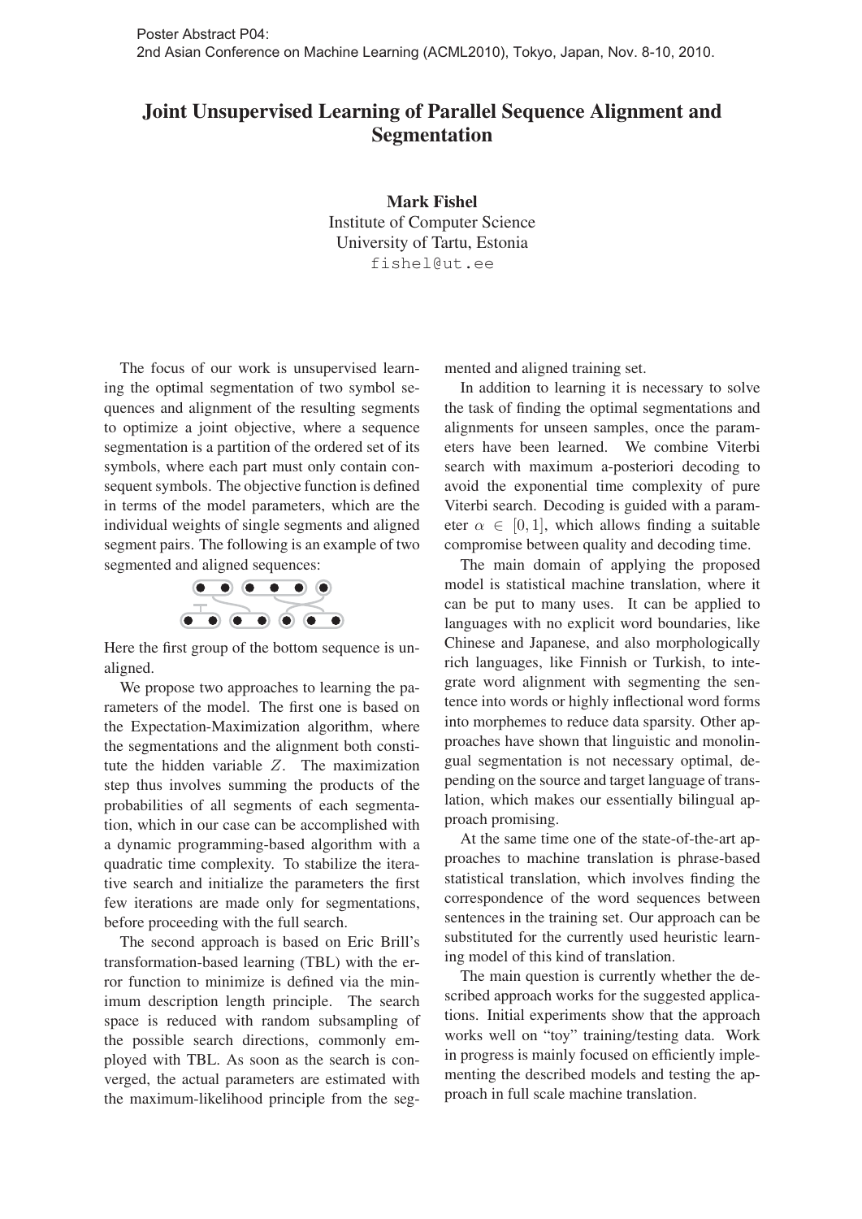Poster Abstract P04:
2nd Asian Conference on Machine Learning (ACML2010), Tokyo, Japan, Nov. 8-10, 2010.

# Joint Unsupervised Learning of Parallel Sequence Alignment and Segmentation

**Mark Fishel**
Institute of Computer Science
University of Tartu, Estonia
fishel@ut.ee

The focus of our work is unsupervised learning the optimal segmentation of two symbol sequences and alignment of the resulting segments to optimize a joint objective, where a sequence segmentation is a partition of the ordered set of its symbols, where each part must only contain consequent symbols. The objective function is defined in terms of the model parameters, which are the individual weights of single segments and aligned segment pairs. The following is an example of two segmented and aligned sequences:

Here the first group of the bottom sequence is unaligned.

We propose two approaches to learning the parameters of the model. The first one is based on the Expectation-Maximization algorithm, where the segmentations and the alignment both constitute the hidden variable $Z$. The maximization step thus involves summing the products of the probabilities of all segments of each segmentation, which in our case can be accomplished with a dynamic programming-based algorithm with a quadratic time complexity. To stabilize the iterative search and initialize the parameters the first few iterations are made only for segmentations, before proceeding with the full search.

The second approach is based on Eric Brill's transformation-based learning (TBL) with the error function to minimize is defined via the minimum description length principle. The search space is reduced with random subsampling of the possible search directions, commonly employed with TBL. As soon as the search is converged, the actual parameters are estimated with the maximum-likelihood principle from the segmented and aligned training set.

In addition to learning it is necessary to solve the task of finding the optimal segmentations and alignments for unseen samples, once the parameters have been learned. We combine Viterbi search with maximum a-posteriori decoding to avoid the exponential time complexity of pure Viterbi search. Decoding is guided with a parameter $\alpha \in [0, 1]$, which allows finding a suitable compromise between quality and decoding time.

The main domain of applying the proposed model is statistical machine translation, where it can be put to many uses. It can be applied to languages with no explicit word boundaries, like Chinese and Japanese, and also morphologically rich languages, like Finnish or Turkish, to integrate word alignment with segmenting the sentence into words or highly inflectional word forms into morphemes to reduce data sparsity. Other approaches have shown that linguistic and monolingual segmentation is not necessary optimal, depending on the source and target language of translation, which makes our essentially bilingual approach promising.

At the same time one of the state-of-the-art approaches to machine translation is phrase-based statistical translation, which involves finding the correspondence of the word sequences between sentences in the training set. Our approach can be substituted for the currently used heuristic learning model of this kind of translation.

The main question is currently whether the described approach works for the suggested applications. Initial experiments show that the approach works well on "toy" training/testing data. Work in progress is mainly focused on efficiently implementing the described models and testing the approach in full scale machine translation.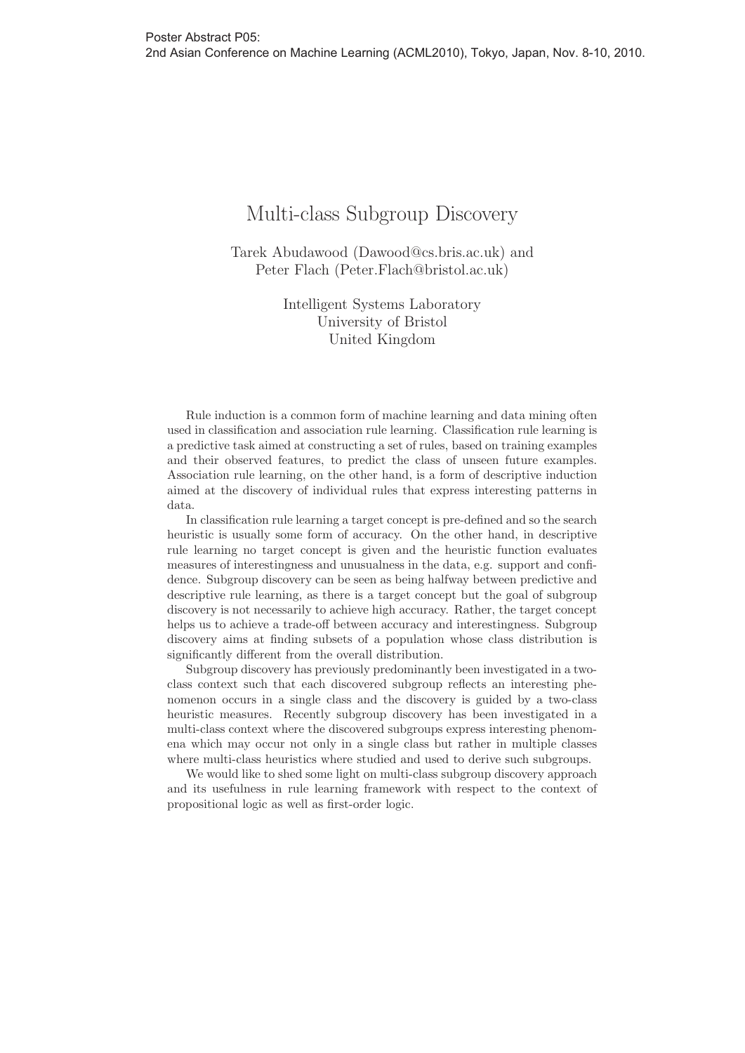Poster Abstract P05:
2nd Asian Conference on Machine Learning (ACML2010), Tokyo, Japan, Nov. 8-10, 2010.

# Multi-class Subgroup Discovery

Tarek Abudawood (Dawood@cs.bris.ac.uk) and
Peter Flach (Peter.Flach@bristol.ac.uk)

Intelligent Systems Laboratory
University of Bristol
United Kingdom

Rule induction is a common form of machine learning and data mining often used in classification and association rule learning. Classification rule learning is a predictive task aimed at constructing a set of rules, based on training examples and their observed features, to predict the class of unseen future examples. Association rule learning, on the other hand, is a form of descriptive induction aimed at the discovery of individual rules that express interesting patterns in data.

In classification rule learning a target concept is pre-defined and so the search heuristic is usually some form of accuracy. On the other hand, in descriptive rule learning no target concept is given and the heuristic function evaluates measures of interestingness and unusualness in the data, e.g. support and confidence. Subgroup discovery can be seen as being halfway between predictive and descriptive rule learning, as there is a target concept but the goal of subgroup discovery is not necessarily to achieve high accuracy. Rather, the target concept helps us to achieve a trade-off between accuracy and interestingness. Subgroup discovery aims at finding subsets of a population whose class distribution is significantly different from the overall distribution.

Subgroup discovery has previously predominantly been investigated in a two-class context such that each discovered subgroup reflects an interesting phenomenon occurs in a single class and the discovery is guided by a two-class heuristic measures. Recently subgroup discovery has been investigated in a multi-class context where the discovered subgroups express interesting phenomena which may occur not only in a single class but rather in multiple classes where multi-class heuristics where studied and used to derive such subgroups.

We would like to shed some light on multi-class subgroup discovery approach and its usefulness in rule learning framework with respect to the context of propositional logic as well as first-order logic.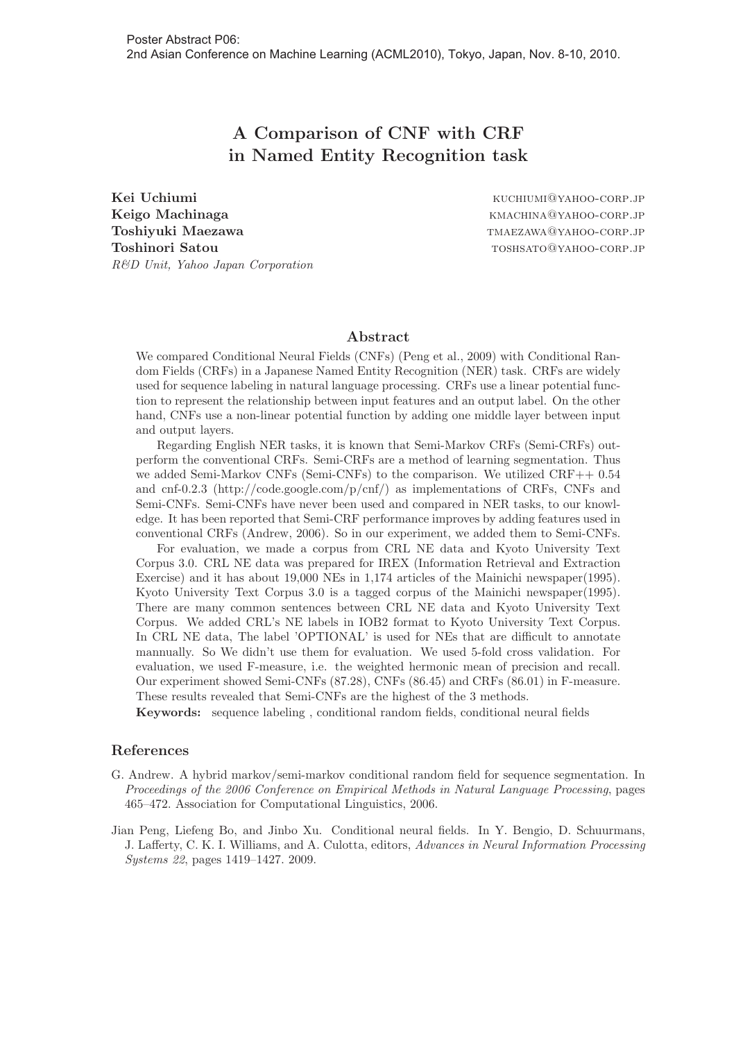# A Comparison of CNF with CRF in Named Entity Recognition task

**Kei Uchiumi** KUCHIUMI@YAHOO-CORP.JP
**Keigo Machinaga** KMACHINA@YAHOO-CORP.JP
**Toshiyuki Maezawa** TMAEZAWA@YAHOO-CORP.JP
**Toshinori Satou** TOSHSATO@YAHOO-CORP.JP
*R&D Unit, Yahoo Japan Corporation*

## Abstract

We compared Conditional Neural Fields (CNFs) (Peng et al., 2009) with Conditional Random Fields (CRFs) in a Japanese Named Entity Recognition (NER) task. CRFs are widely used for sequence labeling in natural language processing. CRFs use a linear potential function to represent the relationship between input features and an output label. On the other hand, CNFs use a non-linear potential function by adding one middle layer between input and output layers.

Regarding English NER tasks, it is known that Semi-Markov CRFs (Semi-CRFs) outperform the conventional CRFs. Semi-CRFs are a method of learning segmentation. Thus we added Semi-Markov CNFs (Semi-CNFs) to the comparison. We utilized CRF++ 0.54 and cnf-0.2.3 (http://code.google.com/p/cnf/) as implementations of CRFs, CNFs and Semi-CNFs. Semi-CNFs have never been used and compared in NER tasks, to our knowledge. It has been reported that Semi-CRF performance improves by adding features used in conventional CRFs (Andrew, 2006). So in our experiment, we added them to Semi-CNFs.

For evaluation, we made a corpus from CRL NE data and Kyoto University Text Corpus 3.0. CRL NE data was prepared for IREX (Information Retrieval and Extraction Exercise) and it has about 19,000 NEs in 1,174 articles of the Mainichi newspaper(1995). Kyoto University Text Corpus 3.0 is a tagged corpus of the Mainichi newspaper(1995). There are many common sentences between CRL NE data and Kyoto University Text Corpus. We added CRL's NE labels in IOB2 format to Kyoto University Text Corpus. In CRL NE data, The label 'OPTIONAL' is used for NEs that are difficult to annotate mannually. So We didn't use them for evaluation. We used 5-fold cross validation. For evaluation, we used F-measure, i.e. the weighted hermonic mean of precision and recall. Our experiment showed Semi-CNFs (87.28), CNFs (86.45) and CRFs (86.01) in F-measure. These results revealed that Semi-CNFs are the highest of the 3 methods.

**Keywords:** sequence labeling , conditional random fields, conditional neural fields

## References

G. Andrew. A hybrid markov/semi-markov conditional random field for sequence segmentation. In *Proceedings of the 2006 Conference on Empirical Methods in Natural Language Processing*, pages 465–472. Association for Computational Linguistics, 2006.

Jian Peng, Liefeng Bo, and Jinbo Xu. Conditional neural fields. In Y. Bengio, D. Schuurmans, J. Lafferty, C. K. I. Williams, and A. Culotta, editors, *Advances in Neural Information Processing Systems 22*, pages 1419–1427. 2009.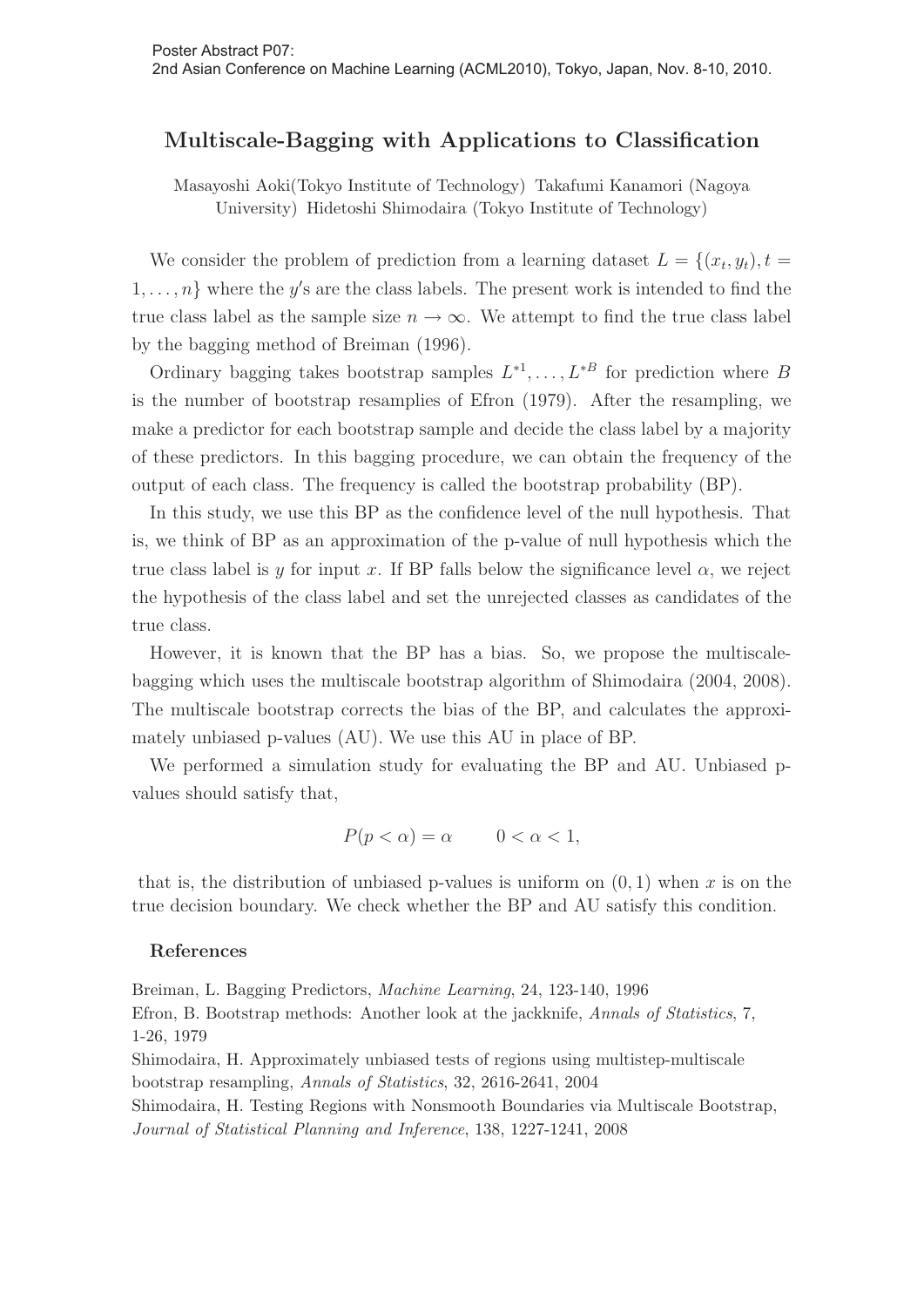# Multiscale-Bagging with Applications to Classification

Masayoshi Aoki(Tokyo Institute of Technology) Takafumi Kanamori (Nagoya University) Hidetoshi Shimodaira (Tokyo Institute of Technology)

We consider the problem of prediction from a learning dataset $L = \{(x_t, y_t), t = 1, \ldots, n\}$ where the $y'$s are the class labels. The present work is intended to find the true class label as the sample size $n \to \infty$. We attempt to find the true class label by the bagging method of Breiman (1996).

Ordinary bagging takes bootstrap samples $L^{*1}, \ldots, L^{*B}$ for prediction where $B$ is the number of bootstrap resamplies of Efron (1979). After the resampling, we make a predictor for each bootstrap sample and decide the class label by a majority of these predictors. In this bagging procedure, we can obtain the frequency of the output of each class. The frequency is called the bootstrap probability (BP).

In this study, we use this BP as the confidence level of the null hypothesis. That is, we think of BP as an approximation of the p-value of null hypothesis which the true class label is $y$ for input $x$. If BP falls below the significance level $\alpha$, we reject the hypothesis of the class label and set the unrejected classes as candidates of the true class.

However, it is known that the BP has a bias. So, we propose the multiscale-bagging which uses the multiscale bootstrap algorithm of Shimodaira (2004, 2008). The multiscale bootstrap corrects the bias of the BP, and calculates the approximately unbiased p-values (AU). We use this AU in place of BP.

We performed a simulation study for evaluating the BP and AU. Unbiased p-values should satisfy that,

$$P(p < \alpha) = \alpha \qquad 0 < \alpha < 1,$$

that is, the distribution of unbiased p-values is uniform on $(0, 1)$ when $x$ is on the true decision boundary. We check whether the BP and AU satisfy this condition.

### References

Breiman, L. Bagging Predictors, *Machine Learning*, 24, 123-140, 1996

Efron, B. Bootstrap methods: Another look at the jackknife, *Annals of Statistics*, 7, 1-26, 1979

Shimodaira, H. Approximately unbiased tests of regions using multistep-multiscale bootstrap resampling, *Annals of Statistics*, 32, 2616-2641, 2004

Shimodaira, H. Testing Regions with Nonsmooth Boundaries via Multiscale Bootstrap, *Journal of Statistical Planning and Inference*, 138, 1227-1241, 2008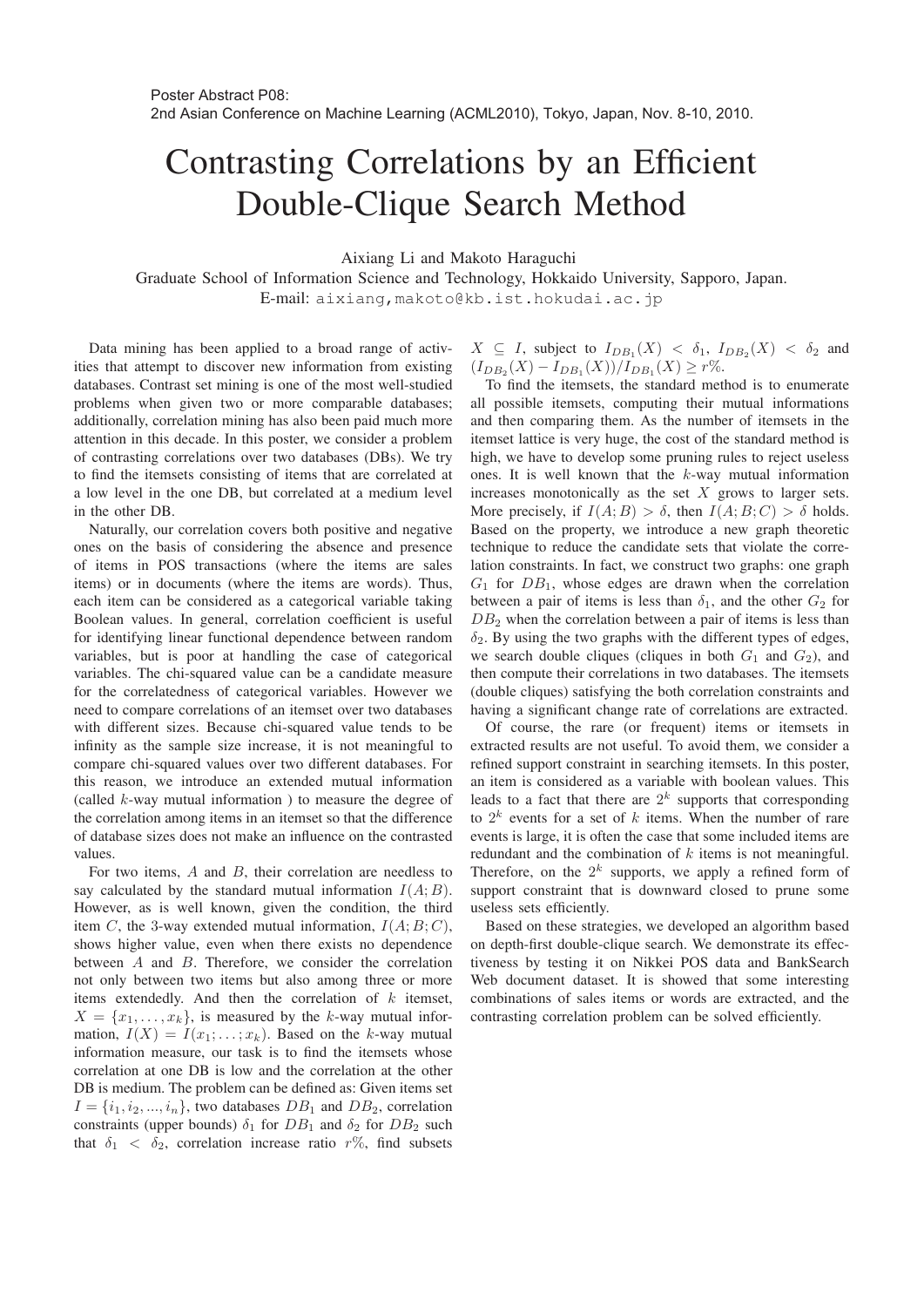Poster Abstract P08:
2nd Asian Conference on Machine Learning (ACML2010), Tokyo, Japan, Nov. 8-10, 2010.

# Contrasting Correlations by an Efficient Double-Clique Search Method

Aixiang Li and Makoto Haraguchi
Graduate School of Information Science and Technology, Hokkaido University, Sapporo, Japan.
E-mail: aixiang,makoto@kb.ist.hokudai.ac.jp

Data mining has been applied to a broad range of activities that attempt to discover new information from existing databases. Contrast set mining is one of the most well-studied problems when given two or more comparable databases; additionally, correlation mining has also been paid much more attention in this decade. In this poster, we consider a problem of contrasting correlations over two databases (DBs). We try to find the itemsets consisting of items that are correlated at a low level in the one DB, but correlated at a medium level in the other DB.

Naturally, our correlation covers both positive and negative ones on the basis of considering the absence and presence of items in POS transactions (where the items are sales items) or in documents (where the items are words). Thus, each item can be considered as a categorical variable taking Boolean values. In general, correlation coefficient is useful for identifying linear functional dependence between random variables, but is poor at handling the case of categorical variables. The chi-squared value can be a candidate measure for the correlatedness of categorical variables. However we need to compare correlations of an itemset over two databases with different sizes. Because chi-squared value tends to be infinity as the sample size increase, it is not meaningful to compare chi-squared values over two different databases. For this reason, we introduce an extended mutual information (called $k$-way mutual information ) to measure the degree of the correlation among items in an itemset so that the difference of database sizes does not make an influence on the contrasted values.

For two items, $A$ and $B$, their correlation are needless to say calculated by the standard mutual information $I(A;B)$. However, as is well known, given the condition, the third item $C$, the 3-way extended mutual information, $I(A;B;C)$, shows higher value, even when there exists no dependence between $A$ and $B$. Therefore, we consider the correlation not only between two items but also among three or more items extendedly. And then the correlation of $k$ itemset, $X = \{x_1, \ldots, x_k\}$, is measured by the $k$-way mutual information, $I(X) = I(x_1; \ldots; x_k)$. Based on the $k$-way mutual information measure, our task is to find the itemsets whose correlation at one DB is low and the correlation at the other DB is medium. The problem can be defined as: Given items set $I = \{i_1, i_2, ..., i_n\}$, two databases $DB_1$ and $DB_2$, correlation constraints (upper bounds) $\delta_1$ for $DB_1$ and $\delta_2$ for $DB_2$ such that $\delta_1 < \delta_2$, correlation increase ratio $r\%$, find subsets $X \subseteq I$, subject to $I_{DB_1}(X) < \delta_1$, $I_{DB_2}(X) < \delta_2$ and $(I_{DB_2}(X) - I_{DB_1}(X))/I_{DB_1}(X) \geq r\%$.

To find the itemsets, the standard method is to enumerate all possible itemsets, computing their mutual informations and then comparing them. As the number of itemsets in the itemset lattice is very huge, the cost of the standard method is high, we have to develop some pruning rules to reject useless ones. It is well known that the $k$-way mutual information increases monotonically as the set $X$ grows to larger sets. More precisely, if $I(A;B) > \delta$, then $I(A;B;C) > \delta$ holds. Based on the property, we introduce a new graph theoretic technique to reduce the candidate sets that violate the correlation constraints. In fact, we construct two graphs: one graph $G_1$ for $DB_1$, whose edges are drawn when the correlation between a pair of items is less than $\delta_1$, and the other $G_2$ for $DB_2$ when the correlation between a pair of items is less than $\delta_2$. By using the two graphs with the different types of edges, we search double cliques (cliques in both $G_1$ and $G_2$), and then compute their correlations in two databases. The itemsets (double cliques) satisfying the both correlation constraints and having a significant change rate of correlations are extracted.

Of course, the rare (or frequent) items or itemsets in extracted results are not useful. To avoid them, we consider a refined support constraint in searching itemsets. In this poster, an item is considered as a variable with boolean values. This leads to a fact that there are $2^k$ supports that corresponding to $2^k$ events for a set of $k$ items. When the number of rare events is large, it is often the case that some included items are redundant and the combination of $k$ items is not meaningful. Therefore, on the $2^k$ supports, we apply a refined form of support constraint that is downward closed to prune some useless sets efficiently.

Based on these strategies, we developed an algorithm based on depth-first double-clique search. We demonstrate its effectiveness by testing it on Nikkei POS data and BankSearch Web document dataset. It is showed that some interesting combinations of sales items or words are extracted, and the contrasting correlation problem can be solved efficiently.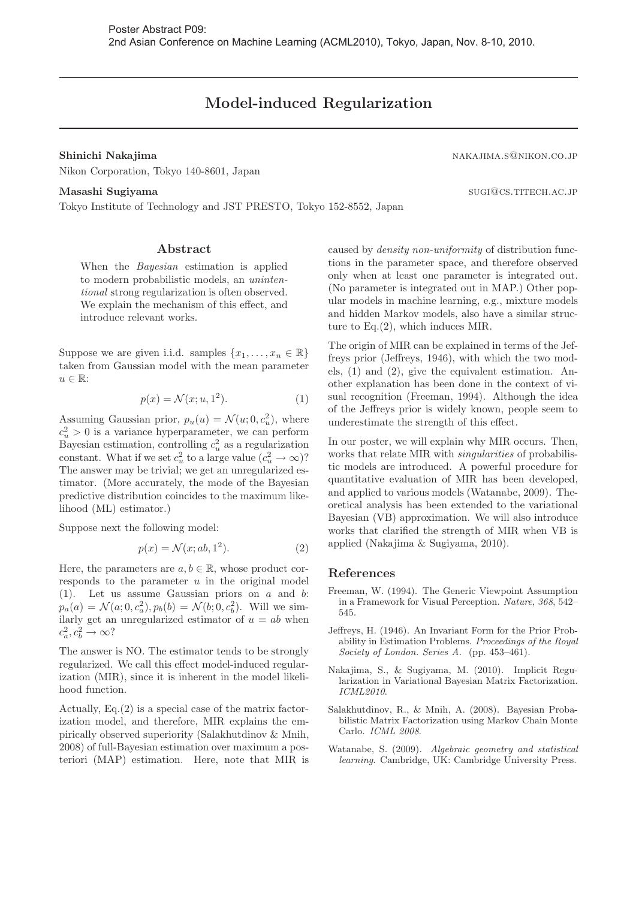# Model-induced Regularization

**Shinichi Nakajima** NAKAJIMA.S@NIKON.CO.JP

Nikon Corporation, Tokyo 140-8601, Japan

**Masashi Sugiyama** SUGI@CS.TITECH.AC.JP

Tokyo Institute of Technology and JST PRESTO, Tokyo 152-8552, Japan

## Abstract

When the *Bayesian* estimation is applied to modern probabilistic models, an *unintentional* strong regularization is often observed. We explain the mechanism of this effect, and introduce relevant works.

Suppose we are given i.i.d. samples $\{x_1, \ldots, x_n \in \mathbb{R}\}$ taken from Gaussian model with the mean parameter $u \in \mathbb{R}$:

$$p(x) = \mathcal{N}(x; u, 1^2). \tag{1}$$

Assuming Gaussian prior, $p_u(u) = \mathcal{N}(u; 0, c_u^2)$, where $c_u^2 > 0$ is a variance hyperparameter, we can perform Bayesian estimation, controlling $c_u^2$ as a regularization constant. What if we set $c_u^2$ to a large value ($c_u^2 \to \infty$)? The answer may be trivial; we get an unregularized estimator. (More accurately, the mode of the Bayesian predictive distribution coincides to the maximum likelihood (ML) estimator.)

Suppose next the following model:

$$p(x) = \mathcal{N}(x; ab, 1^2). \tag{2}$$

Here, the parameters are $a, b \in \mathbb{R}$, whose product corresponds to the parameter $u$ in the original model (1). Let us assume Gaussian priors on $a$ and $b$: $p_a(a) = \mathcal{N}(a; 0, c_a^2), p_b(b) = \mathcal{N}(b; 0, c_b^2)$. Will we similarly get an unregularized estimator of $u = ab$ when $c_a^2, c_b^2 \to \infty$?

The answer is NO. The estimator tends to be strongly regularized. We call this effect model-induced regularization (MIR), since it is inherent in the model likelihood function.

Actually, Eq.(2) is a special case of the matrix factorization model, and therefore, MIR explains the empirically observed superiority (Salakhutdinov & Mnih, 2008) of full-Bayesian estimation over maximum a posteriori (MAP) estimation. Here, note that MIR is caused by *density non-uniformity* of distribution functions in the parameter space, and therefore observed only when at least one parameter is integrated out. (No parameter is integrated out in MAP.) Other popular models in machine learning, e.g., mixture models and hidden Markov models, also have a similar structure to Eq.(2), which induces MIR.

The origin of MIR can be explained in terms of the Jeffreys prior (Jeffreys, 1946), with which the two models, (1) and (2), give the equivalent estimation. Another explanation has been done in the context of visual recognition (Freeman, 1994). Although the idea of the Jeffreys prior is widely known, people seem to underestimate the strength of this effect.

In our poster, we will explain why MIR occurs. Then, works that relate MIR with *singularities* of probabilistic models are introduced. A powerful procedure for quantitative evaluation of MIR has been developed, and applied to various models (Watanabe, 2009). Theoretical analysis has been extended to the variational Bayesian (VB) approximation. We will also introduce works that clarified the strength of MIR when VB is applied (Nakajima & Sugiyama, 2010).

## References

Freeman, W. (1994). The Generic Viewpoint Assumption in a Framework for Visual Perception. *Nature*, *368*, 542–545.

Jeffreys, H. (1946). An Invariant Form for the Prior Probability in Estimation Problems. *Proceedings of the Royal Society of London. Series A.* (pp. 453–461).

Nakajima, S., & Sugiyama, M. (2010). Implicit Regularization in Variational Bayesian Matrix Factorization. *ICML2010*.

Salakhutdinov, R., & Mnih, A. (2008). Bayesian Probabilistic Matrix Factorization using Markov Chain Monte Carlo. *ICML 2008*.

Watanabe, S. (2009). *Algebraic geometry and statistical learning*. Cambridge, UK: Cambridge University Press.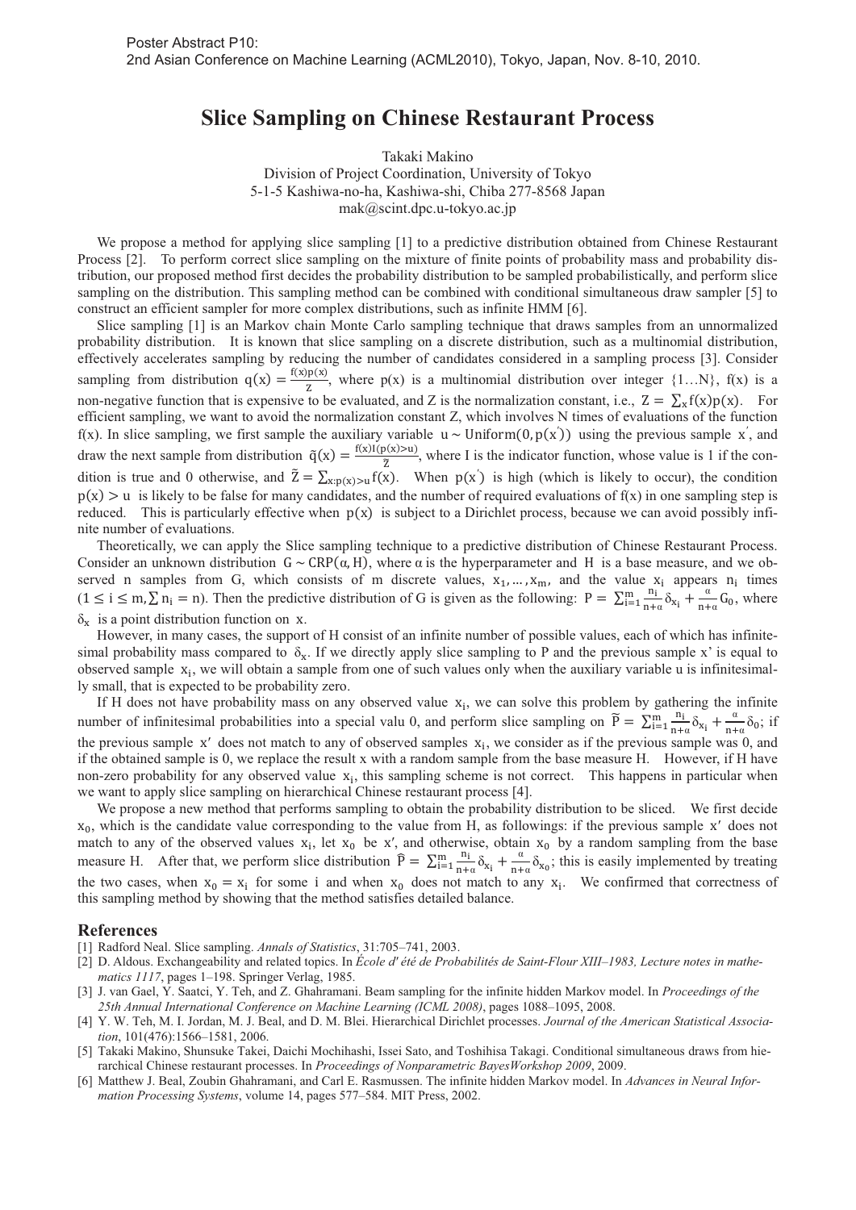Poster Abstract P10:
2nd Asian Conference on Machine Learning (ACML2010), Tokyo, Japan, Nov. 8-10, 2010.

# Slice Sampling on Chinese Restaurant Process

Takaki Makino
Division of Project Coordination, University of Tokyo
5-1-5 Kashiwa-no-ha, Kashiwa-shi, Chiba 277-8568 Japan
mak@scint.dpc.u-tokyo.ac.jp

We propose a method for applying slice sampling [1] to a predictive distribution obtained from Chinese Restaurant Process [2]. To perform correct slice sampling on the mixture of finite points of probability mass and probability distribution, our proposed method first decides the probability distribution to be sampled probabilistically, and perform slice sampling on the distribution. This sampling method can be combined with conditional simultaneous draw sampler [5] to construct an efficient sampler for more complex distributions, such as infinite HMM [6].

Slice sampling [1] is an Markov chain Monte Carlo sampling technique that draws samples from an unnormalized probability distribution. It is known that slice sampling on a discrete distribution, such as a multinomial distribution, effectively accelerates sampling by reducing the number of candidates considered in a sampling process [3]. Consider sampling from distribution $q(x) = \frac{f(x)p(x)}{Z}$, where $p(x)$ is a multinomial distribution over integer $\{1 \ldots N\}$, $f(x)$ is a non-negative function that is expensive to be evaluated, and Z is the normalization constant, i.e., $Z = \sum_x f(x)p(x)$. For efficient sampling, we want to avoid the normalization constant Z, which involves N times of evaluations of the function $f(x)$. In slice sampling, we first sample the auxiliary variable $u \sim \mathrm{Uniform}(0, p(x'))$ using the previous sample $x'$, and draw the next sample from distribution $\tilde{q}(x) = \frac{f(x)I(p(x)>u)}{\tilde{Z}}$, where I is the indicator function, whose value is 1 if the condition is true and 0 otherwise, and $\tilde{Z} = \sum_{x:p(x)>u} f(x)$. When $p(x')$ is high (which is likely to occur), the condition $p(x) > u$ is likely to be false for many candidates, and the number of required evaluations of $f(x)$ in one sampling step is reduced. This is particularly effective when $p(x)$ is subject to a Dirichlet process, because we can avoid possibly infinite number of evaluations.

Theoretically, we can apply the Slice sampling technique to a predictive distribution of Chinese Restaurant Process. Consider an unknown distribution $G \sim \mathrm{CRP}(\alpha, H)$, where $\alpha$ is the hyperparameter and H is a base measure, and we observed n samples from G, which consists of m discrete values, $x_1, \ldots, x_m$, and the value $x_i$ appears $n_i$ times ($1 \le i \le m, \sum n_i = n$). Then the predictive distribution of G is given as the following: $P = \sum_{i=1}^{m} \frac{n_i}{n+\alpha} \delta_{x_i} + \frac{\alpha}{n+\alpha} G_0$, where $\delta_x$ is a point distribution function on x.

However, in many cases, the support of H consist of an infinite number of possible values, each of which has infinitesimal probability mass compared to $\delta_x$. If we directly apply slice sampling to P and the previous sample x' is equal to observed sample $x_i$, we will obtain a sample from one of such values only when the auxiliary variable u is infinitesimally small, that is expected to be probability zero.

If H does not have probability mass on any observed value $x_i$, we can solve this problem by gathering the infinite number of infinitesimal probabilities into a special valu 0, and perform slice sampling on $\tilde{P} = \sum_{i=1}^{m} \frac{n_i}{n+\alpha} \delta_{x_i} + \frac{\alpha}{n+\alpha} \delta_0$; if the previous sample $x'$ does not match to any of observed samples $x_i$, we consider as if the previous sample was 0, and if the obtained sample is 0, we replace the result x with a random sample from the base measure H. However, if H have non-zero probability for any observed value $x_i$, this sampling scheme is not correct. This happens in particular when we want to apply slice sampling on hierarchical Chinese restaurant process [4].

We propose a new method that performs sampling to obtain the probability distribution to be sliced. We first decide $x_0$, which is the candidate value corresponding to the value from H, as followings: if the previous sample $x'$ does not match to any of the observed values $x_i$, let $x_0$ be $x'$, and otherwise, obtain $x_0$ by a random sampling from the base measure H. After that, we perform slice distribution $\hat{P} = \sum_{i=1}^{m} \frac{n_i}{n+\alpha} \delta_{x_i} + \frac{\alpha}{n+\alpha} \delta_{x_0}$; this is easily implemented by treating the two cases, when $x_0 = x_i$ for some i and when $x_0$ does not match to any $x_i$. We confirmed that correctness of this sampling method by showing that the method satisfies detailed balance.

## References

[1] Radford Neal. Slice sampling. *Annals of Statistics*, 31:705–741, 2003.

[2] D. Aldous. Exchangeability and related topics. In *École d' été de Probabilités de Saint-Flour XIII–1983, Lecture notes in mathematics 1117*, pages 1–198. Springer Verlag, 1985.

[3] J. van Gael, Y. Saatci, Y. Teh, and Z. Ghahramani. Beam sampling for the infinite hidden Markov model. In *Proceedings of the 25th Annual International Conference on Machine Learning (ICML 2008)*, pages 1088–1095, 2008.

[4] Y. W. Teh, M. I. Jordan, M. J. Beal, and D. M. Blei. Hierarchical Dirichlet processes. *Journal of the American Statistical Association*, 101(476):1566–1581, 2006.

[5] Takaki Makino, Shunsuke Takei, Daichi Mochihashi, Issei Sato, and Toshihisa Takagi. Conditional simultaneous draws from hierarchical Chinese restaurant processes. In *Proceedings of Nonparametric BayesWorkshop 2009*, 2009.

[6] Matthew J. Beal, Zoubin Ghahramani, and Carl E. Rasmussen. The infinite hidden Markov model. In *Advances in Neural Information Processing Systems*, volume 14, pages 577–584. MIT Press, 2002.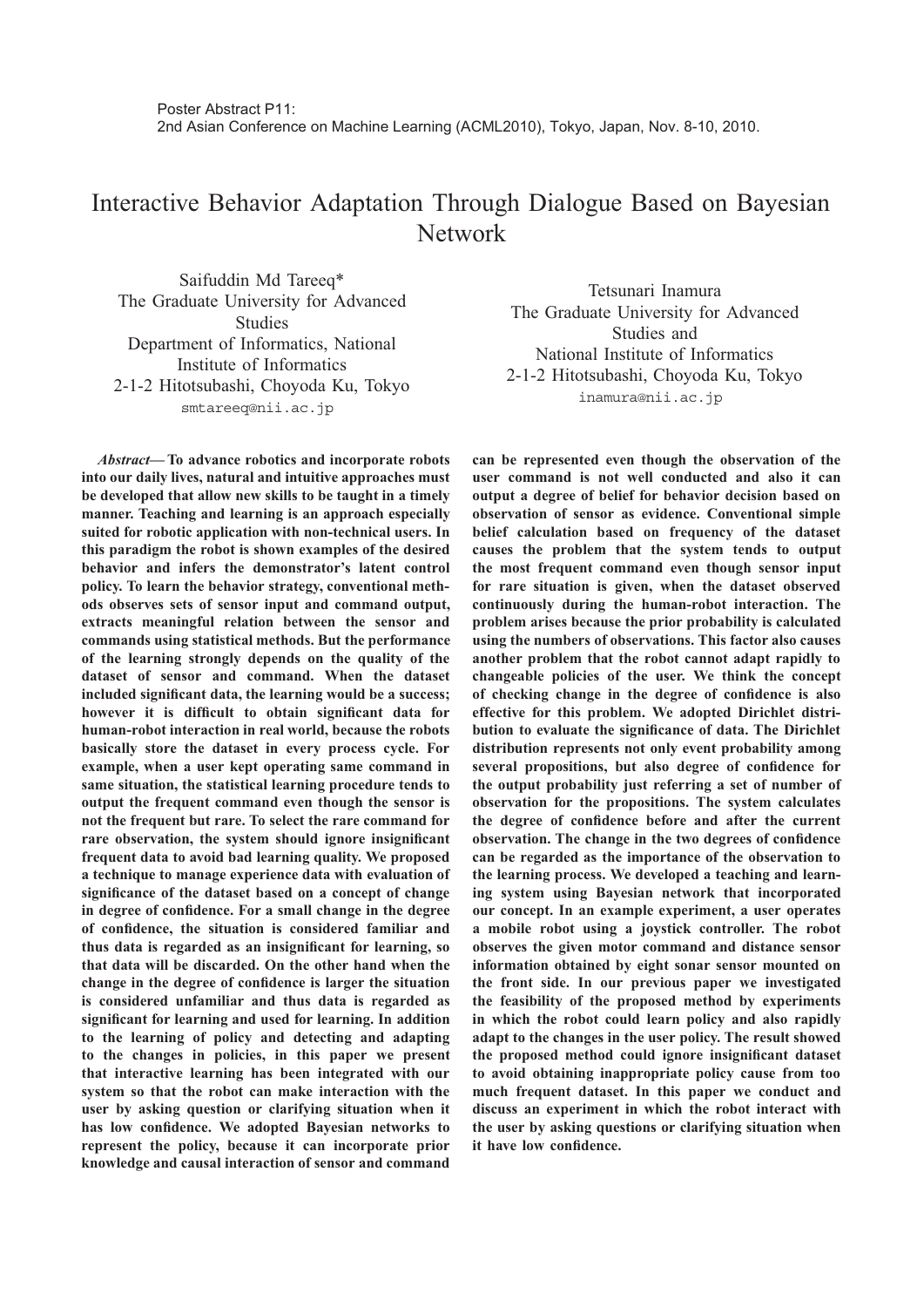Poster Abstract P11:
2nd Asian Conference on Machine Learning (ACML2010), Tokyo, Japan, Nov. 8-10, 2010.

# Interactive Behavior Adaptation Through Dialogue Based on Bayesian Network

Saifuddin Md Tareeq*
The Graduate University for Advanced Studies
Department of Informatics, National Institute of Informatics
2-1-2 Hitotsubashi, Choyoda Ku, Tokyo
smtareeq@nii.ac.jp

Tetsunari Inamura
The Graduate University for Advanced Studies and
National Institute of Informatics
2-1-2 Hitotsubashi, Choyoda Ku, Tokyo
inamura@nii.ac.jp

***Abstract*— To advance robotics and incorporate robots into our daily lives, natural and intuitive approaches must be developed that allow new skills to be taught in a timely manner. Teaching and learning is an approach especially suited for robotic application with non-technical users. In this paradigm the robot is shown examples of the desired behavior and infers the demonstrator's latent control policy. To learn the behavior strategy, conventional methods observes sets of sensor input and command output, extracts meaningful relation between the sensor and commands using statistical methods. But the performance of the learning strongly depends on the quality of the dataset of sensor and command. When the dataset included significant data, the learning would be a success; however it is difficult to obtain significant data for human-robot interaction in real world, because the robots basically store the dataset in every process cycle. For example, when a user kept operating same command in same situation, the statistical learning procedure tends to output the frequent command even though the sensor is not the frequent but rare. To select the rare command for rare observation, the system should ignore insignificant frequent data to avoid bad learning quality. We proposed a technique to manage experience data with evaluation of significance of the dataset based on a concept of change in degree of confidence. For a small change in the degree of confidence, the situation is considered familiar and thus data is regarded as an insignificant for learning, so that data will be discarded. On the other hand when the change in the degree of confidence is larger the situation is considered unfamiliar and thus data is regarded as significant for learning and used for learning. In addition to the learning of policy and detecting and adapting to the changes in policies, in this paper we present that interactive learning has been integrated with our system so that the robot can make interaction with the user by asking question or clarifying situation when it has low confidence. We adopted Bayesian networks to represent the policy, because it can incorporate prior knowledge and causal interaction of sensor and command can be represented even though the observation of the user command is not well conducted and also it can output a degree of belief for behavior decision based on observation of sensor as evidence. Conventional simple belief calculation based on frequency of the dataset causes the problem that the system tends to output the most frequent command even though sensor input for rare situation is given, when the dataset observed continuously during the human-robot interaction. The problem arises because the prior probability is calculated using the numbers of observations. This factor also causes another problem that the robot cannot adapt rapidly to changeable policies of the user. We think the concept of checking change in the degree of confidence is also effective for this problem. We adopted Dirichlet distribution to evaluate the significance of data. The Dirichlet distribution represents not only event probability among several propositions, but also degree of confidence for the output probability just referring a set of number of observation for the propositions. The system calculates the degree of confidence before and after the current observation. The change in the two degrees of confidence can be regarded as the importance of the observation to the learning process. We developed a teaching and learning system using Bayesian network that incorporated our concept. In an example experiment, a user operates a mobile robot using a joystick controller. The robot observes the given motor command and distance sensor information obtained by eight sonar sensor mounted on the front side. In our previous paper we investigated the feasibility of the proposed method by experiments in which the robot could learn policy and also rapidly adapt to the changes in the user policy. The result showed the proposed method could ignore insignificant dataset to avoid obtaining inappropriate policy cause from too much frequent dataset. In this paper we conduct and discuss an experiment in which the robot interact with the user by asking questions or clarifying situation when it have low confidence.**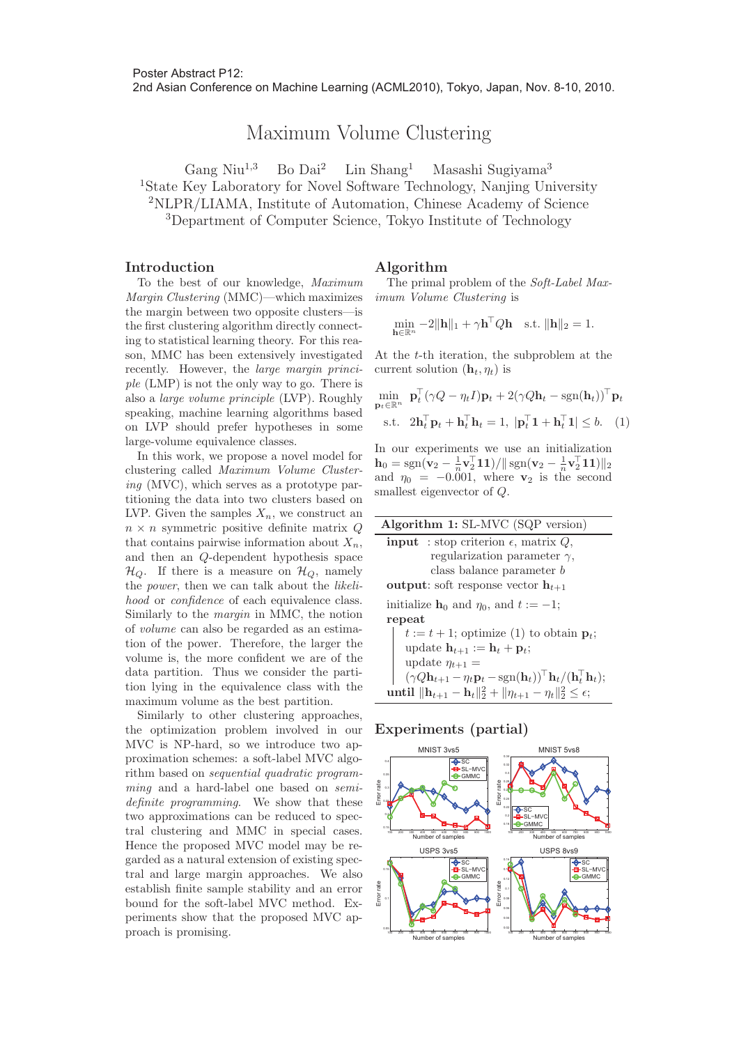Poster Abstract P12:
2nd Asian Conference on Machine Learning (ACML2010), Tokyo, Japan, Nov. 8-10, 2010.

# Maximum Volume Clustering

Gang Niu[1,3] Bo Dai[2] Lin Shang[1] Masashi Sugiyama[3]

[1]State Key Laboratory for Novel Software Technology, Nanjing University
[2]NLPR/LIAMA, Institute of Automation, Chinese Academy of Science
[3]Department of Computer Science, Tokyo Institute of Technology

## Introduction

To the best of our knowledge, *Maximum Margin Clustering* (MMC)—which maximizes the margin between two opposite clusters—is the first clustering algorithm directly connecting to statistical learning theory. For this reason, MMC has been extensively investigated recently. However, the *large margin principle* (LMP) is not the only way to go. There is also a *large volume principle* (LVP). Roughly speaking, machine learning algorithms based on LVP should prefer hypotheses in some large-volume equivalence classes.

In this work, we propose a novel model for clustering called *Maximum Volume Clustering* (MVC), which serves as a prototype partitioning the data into two clusters based on LVP. Given the samples $X_n$, we construct an $n \times n$ symmetric positive definite matrix $Q$ that contains pairwise information about $X_n$, and then an $Q$-dependent hypothesis space $\mathcal{H}_Q$. If there is a measure on $\mathcal{H}_Q$, namely the *power*, then we can talk about the *likelihood* or *confidence* of each equivalence class. Similarly to the *margin* in MMC, the notion of *volume* can also be regarded as an estimation of the power. Therefore, the larger the volume is, the more confident we are of the data partition. Thus we consider the partition lying in the equivalence class with the maximum volume as the best partition.

Similarly to other clustering approaches, the optimization problem involved in our MVC is NP-hard, so we introduce two approximation schemes: a soft-label MVC algorithm based on *sequential quadratic programming* and a hard-label one based on *semi-definite programming*. We show that these two approximations can be reduced to spectral clustering and MMC in special cases. Hence the proposed MVC model may be regarded as a natural extension of existing spectral and large margin approaches. We also establish finite sample stability and an error bound for the soft-label MVC method. Experiments show that the proposed MVC approach is promising.

## Algorithm

The primal problem of the *Soft-Label Maximum Volume Clustering* is

$$\min_{\mathbf{h}\in\mathbb{R}^n} -2\|\mathbf{h}\|_1 + \gamma\mathbf{h}^\top Q\mathbf{h} \quad \text{s.t. } \|\mathbf{h}\|_2 = 1.$$

At the $t$-th iteration, the subproblem at the current solution $(\mathbf{h}_t, \eta_t)$ is

$$\min_{\mathbf{p}_t\in\mathbb{R}^n} \mathbf{p}_t^\top(\gamma Q - \eta_t I)\mathbf{p}_t + 2(\gamma Q\mathbf{h}_t - \operatorname{sgn}(\mathbf{h}_t))^\top \mathbf{p}_t$$
$$\text{s.t. } 2\mathbf{h}_t^\top \mathbf{p}_t + \mathbf{h}_t^\top \mathbf{h}_t = 1, \ |\mathbf{p}_t^\top \mathbf{1} + \mathbf{h}_t^\top \mathbf{1}| \le b. \quad (1)$$

In our experiments we use an initialization $\mathbf{h}_0 = \operatorname{sgn}(\mathbf{v}_2 - \frac{1}{n}\mathbf{v}_2^\top\mathbf{1}\mathbf{1})/\|\operatorname{sgn}(\mathbf{v}_2 - \frac{1}{n}\mathbf{v}_2^\top\mathbf{1}\mathbf{1})\|_2$ and $\eta_0 = -0.001$, where $\mathbf{v}_2$ is the second smallest eigenvector of $Q$.

**Algorithm 1:** SL-MVC (SQP version)

```
input  : stop criterion ε, matrix Q,
         regularization parameter γ,
         class balance parameter b
output : soft response vector h_{t+1}
initialize h_0 and η_0, and t := −1;
repeat
    t := t + 1; optimize (1) to obtain p_t;
    update h_{t+1} := h_t + p_t;
    update η_{t+1} =
    (γQh_{t+1} − η_t p_t − sgn(h_t))^T h_t/(h_t^T h_t);
until ||h_{t+1} − h_t||_2^2 + ||η_{t+1} − η_t||_2^2 ≤ ε;
```

## Experiments (partial)

MNIST 3vs5, MNIST 5vs8, USPS 3vs5, USPS 8vs9 (Error rate vs. Number of samples; SC, SL-MVC, GMMC)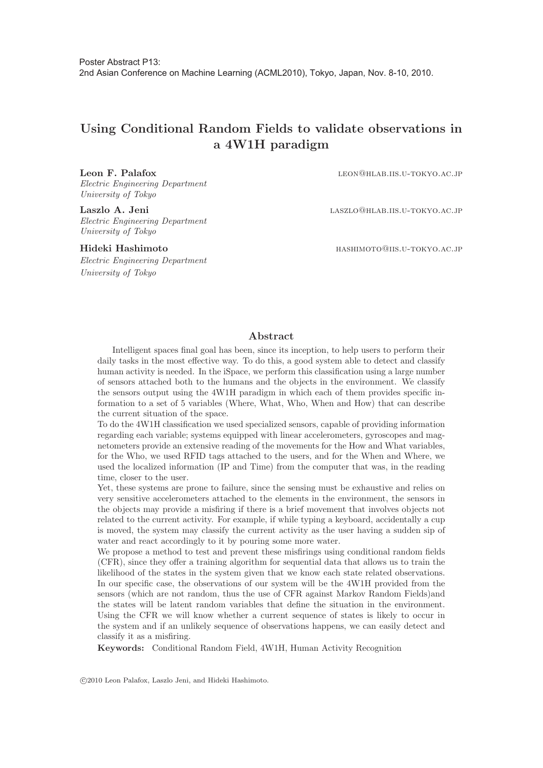Poster Abstract P13:
2nd Asian Conference on Machine Learning (ACML2010), Tokyo, Japan, Nov. 8-10, 2010.

# Using Conditional Random Fields to validate observations in a 4W1H paradigm

**Leon F. Palafox** leon@hlab.iis.u-tokyo.ac.jp
*Electric Engineering Department*
*University of Tokyo*

**Laszlo A. Jeni** laszlo@hlab.iis.u-tokyo.ac.jp
*Electric Engineering Department*
*University of Tokyo*

**Hideki Hashimoto** hashimoto@iis.u-tokyo.ac.jp
*Electric Engineering Department*
*University of Tokyo*

## Abstract

Intelligent spaces final goal has been, since its inception, to help users to perform their daily tasks in the most effective way. To do this, a good system able to detect and classify human activity is needed. In the iSpace, we perform this classification using a large number of sensors attached both to the humans and the objects in the environment. We classify the sensors output using the 4W1H paradigm in which each of them provides specific information to a set of 5 variables (Where, What, Who, When and How) that can describe the current situation of the space.

To do the 4W1H classification we used specialized sensors, capable of providing information regarding each variable; systems equipped with linear accelerometers, gyroscopes and magnetometers provide an extensive reading of the movements for the How and What variables, for the Who, we used RFID tags attached to the users, and for the When and Where, we used the localized information (IP and Time) from the computer that was, in the reading time, closer to the user.

Yet, these systems are prone to failure, since the sensing must be exhaustive and relies on very sensitive accelerometers attached to the elements in the environment, the sensors in the objects may provide a misfiring if there is a brief movement that involves objects not related to the current activity. For example, if while typing a keyboard, accidentally a cup is moved, the system may classify the current activity as the user having a sudden sip of water and react accordingly to it by pouring some more water.

We propose a method to test and prevent these misfirings using conditional random fields (CFR), since they offer a training algorithm for sequential data that allows us to train the likelihood of the states in the system given that we know each state related observations. In our specific case, the observations of our system will be the 4W1H provided from the sensors (which are not random, thus the use of CFR against Markov Random Fields)and the states will be latent random variables that define the situation in the environment. Using the CFR we will know whether a current sequence of states is likely to occur in the system and if an unlikely sequence of observations happens, we can easily detect and classify it as a misfiring.

**Keywords:** Conditional Random Field, 4W1H, Human Activity Recognition

©2010 Leon Palafox, Laszlo Jeni, and Hideki Hashimoto.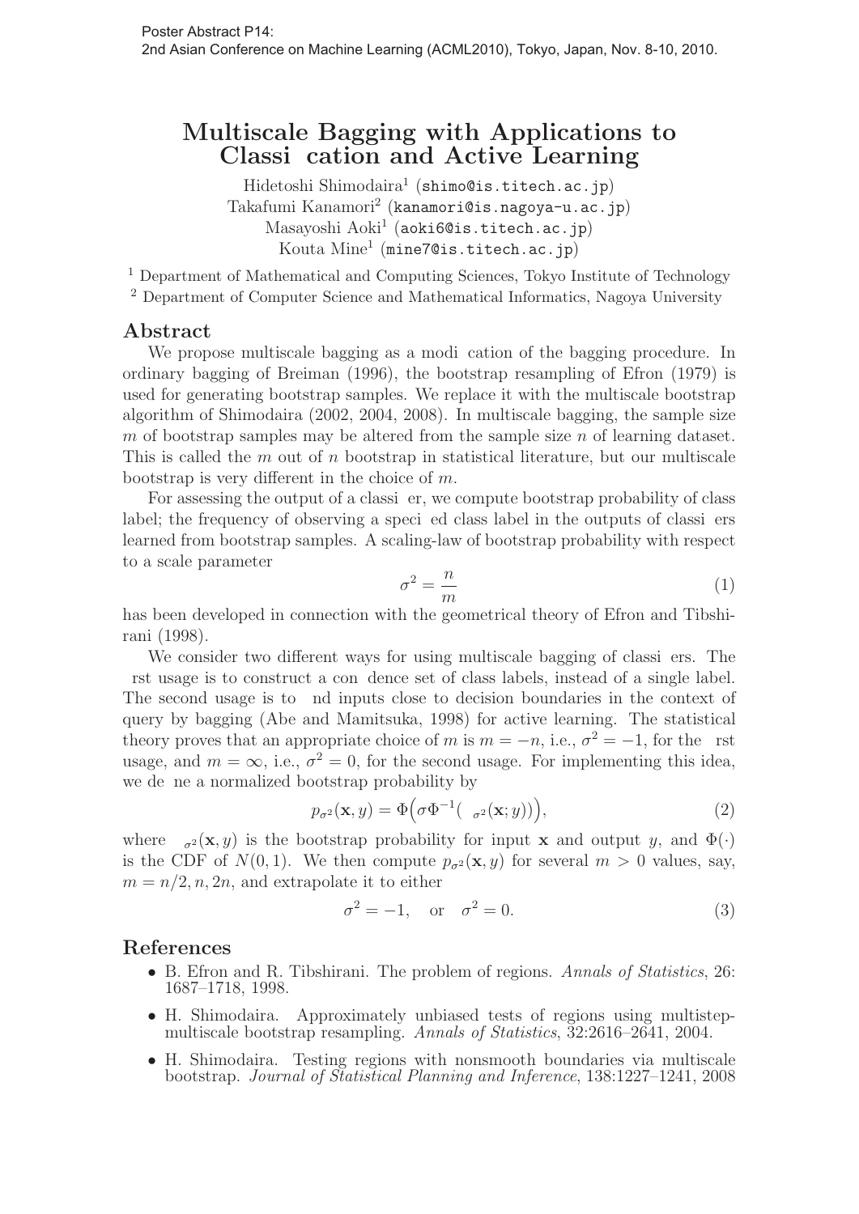Poster Abstract P14:
2nd Asian Conference on Machine Learning (ACML2010), Tokyo, Japan, Nov. 8-10, 2010.

# Multiscale Bagging with Applications to Classi cation and Active Learning

Hidetoshi Shimodaira[1] (shimo@is.titech.ac.jp)
Takafumi Kanamori[2] (kanamori@is.nagoya-u.ac.jp)
Masayoshi Aoki[1] (aoki6@is.titech.ac.jp)
Kouta Mine[1] (mine7@is.titech.ac.jp)

[1] Department of Mathematical and Computing Sciences, Tokyo Institute of Technology
[2] Department of Computer Science and Mathematical Informatics, Nagoya University

## Abstract

We propose multiscale bagging as a modi cation of the bagging procedure. In ordinary bagging of Breiman (1996), the bootstrap resampling of Efron (1979) is used for generating bootstrap samples. We replace it with the multiscale bootstrap algorithm of Shimodaira (2002, 2004, 2008). In multiscale bagging, the sample size $m$ of bootstrap samples may be altered from the sample size $n$ of learning dataset. This is called the $m$ out of $n$ bootstrap in statistical literature, but our multiscale bootstrap is very different in the choice of $m$.

For assessing the output of a classi er, we compute bootstrap probability of class label; the frequency of observing a speci ed class label in the outputs of classi ers learned from bootstrap samples. A scaling-law of bootstrap probability with respect to a scale parameter

$$\sigma^2 = \frac{n}{m} \tag{1}$$

has been developed in connection with the geometrical theory of Efron and Tibshirani (1998).

We consider two different ways for using multiscale bagging of classi ers. The rst usage is to construct a con dence set of class labels, instead of a single label. The second usage is to nd inputs close to decision boundaries in the context of query by bagging (Abe and Mamitsuka, 1998) for active learning. The statistical theory proves that an appropriate choice of $m$ is $m = -n$, i.e., $\sigma^2 = -1$, for the rst usage, and $m = \infty$, i.e., $\sigma^2 = 0$, for the second usage. For implementing this idea, we de ne a normalized bootstrap probability by

$$p_{\sigma^2}(\mathbf{x}, y) = \Phi\Big(\sigma\Phi^{-1}\big(\ \ _{\sigma^2}(\mathbf{x}; y)\big)\Big), \tag{2}$$

where $\ \ _{\sigma^2}(\mathbf{x}, y)$ is the bootstrap probability for input $\mathbf{x}$ and output $y$, and $\Phi(\cdot)$ is the CDF of $N(0, 1)$. We then compute $p_{\sigma^2}(\mathbf{x}, y)$ for several $m > 0$ values, say, $m = n/2, n, 2n$, and extrapolate it to either

$$\sigma^2 = -1, \quad \text{or} \quad \sigma^2 = 0. \tag{3}$$

## References

- B. Efron and R. Tibshirani. The problem of regions. *Annals of Statistics*, 26: 1687–1718, 1998.
- H. Shimodaira. Approximately unbiased tests of regions using multistep-multiscale bootstrap resampling. *Annals of Statistics*, 32:2616–2641, 2004.
- H. Shimodaira. Testing regions with nonsmooth boundaries via multiscale bootstrap. *Journal of Statistical Planning and Inference*, 138:1227–1241, 2008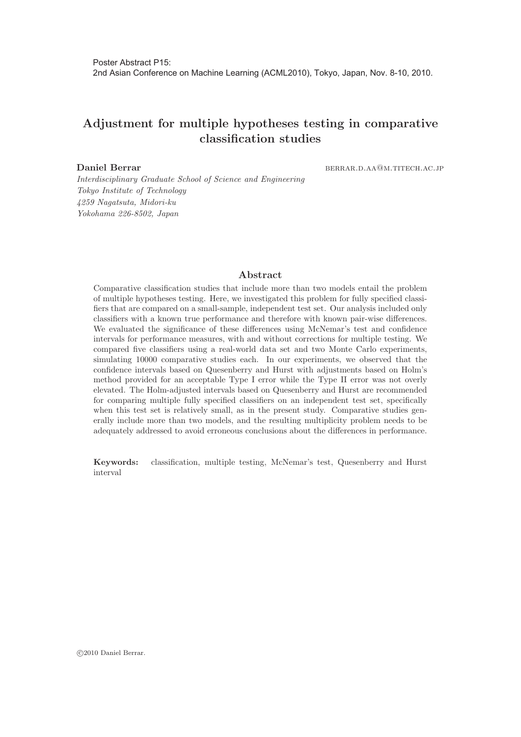Poster Abstract P15:
2nd Asian Conference on Machine Learning (ACML2010), Tokyo, Japan, Nov. 8-10, 2010.

# Adjustment for multiple hypotheses testing in comparative classification studies

**Daniel Berrar** berrar.d.aa@m.titech.ac.jp

*Interdisciplinary Graduate School of Science and Engineering*
*Tokyo Institute of Technology*
*4259 Nagatsuta, Midori-ku*
*Yokohama 226-8502, Japan*

## Abstract

Comparative classification studies that include more than two models entail the problem of multiple hypotheses testing. Here, we investigated this problem for fully specified classifiers that are compared on a small-sample, independent test set. Our analysis included only classifiers with a known true performance and therefore with known pair-wise differences. We evaluated the significance of these differences using McNemar's test and confidence intervals for performance measures, with and without corrections for multiple testing. We compared five classifiers using a real-world data set and two Monte Carlo experiments, simulating 10000 comparative studies each. In our experiments, we observed that the confidence intervals based on Quesenberry and Hurst with adjustments based on Holm's method provided for an acceptable Type I error while the Type II error was not overly elevated. The Holm-adjusted intervals based on Quesenberry and Hurst are recommended for comparing multiple fully specified classifiers on an independent test set, specifically when this test set is relatively small, as in the present study. Comparative studies generally include more than two models, and the resulting multiplicity problem needs to be adequately addressed to avoid erroneous conclusions about the differences in performance.

**Keywords:** classification, multiple testing, McNemar's test, Quesenberry and Hurst interval

©2010 Daniel Berrar.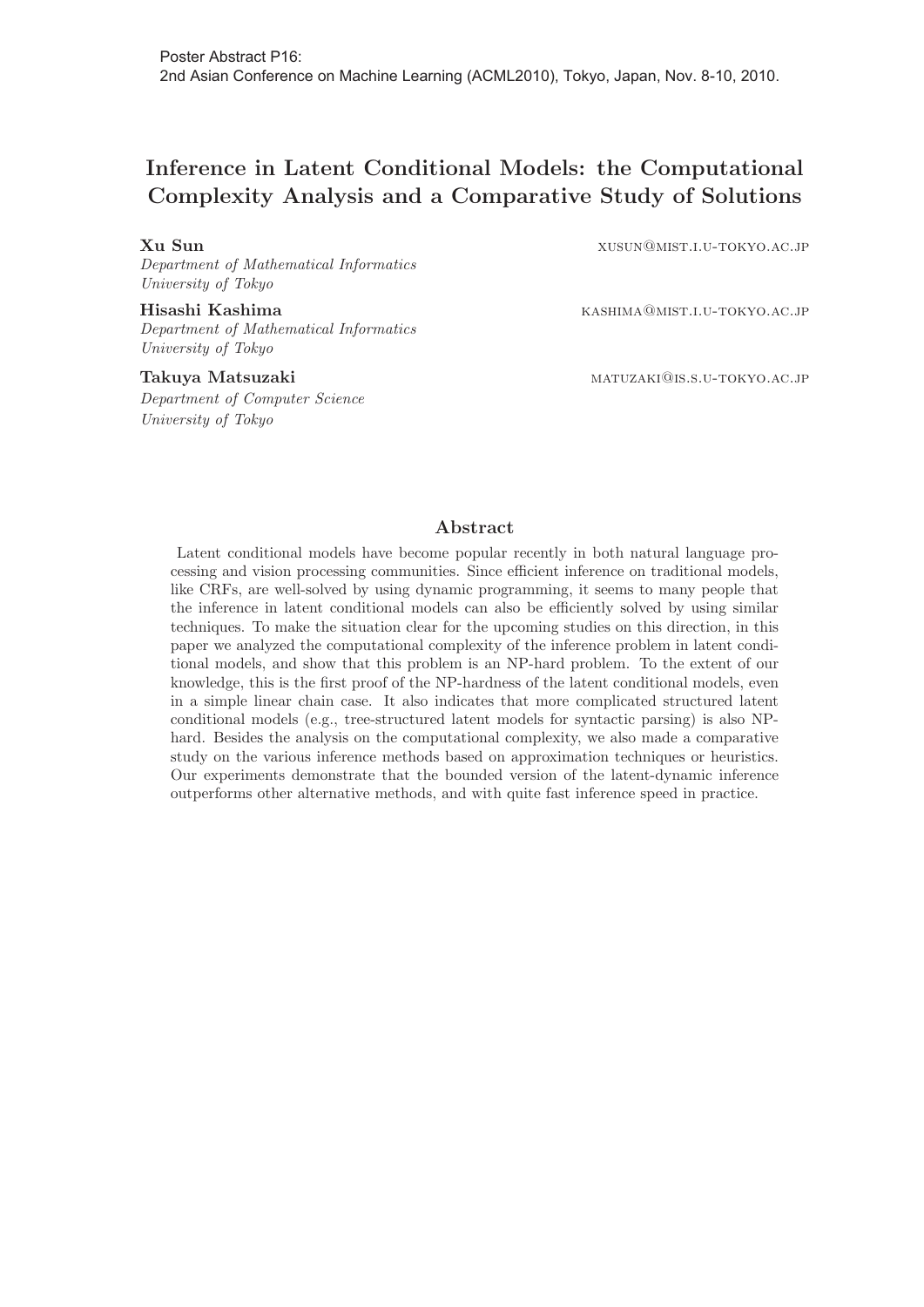Poster Abstract P16:
2nd Asian Conference on Machine Learning (ACML2010), Tokyo, Japan, Nov. 8-10, 2010.

# Inference in Latent Conditional Models: the Computational Complexity Analysis and a Comparative Study of Solutions

**Xu Sun** XUSUN@MIST.I.U-TOKYO.AC.JP
*Department of Mathematical Informatics*
*University of Tokyo*

**Hisashi Kashima** KASHIMA@MIST.I.U-TOKYO.AC.JP
*Department of Mathematical Informatics*
*University of Tokyo*

**Takuya Matsuzaki** MATUZAKI@IS.S.U-TOKYO.AC.JP
*Department of Computer Science*
*University of Tokyo*

## Abstract

Latent conditional models have become popular recently in both natural language processing and vision processing communities. Since efficient inference on traditional models, like CRFs, are well-solved by using dynamic programming, it seems to many people that the inference in latent conditional models can also be efficiently solved by using similar techniques. To make the situation clear for the upcoming studies on this direction, in this paper we analyzed the computational complexity of the inference problem in latent conditional models, and show that this problem is an NP-hard problem. To the extent of our knowledge, this is the first proof of the NP-hardness of the latent conditional models, even in a simple linear chain case. It also indicates that more complicated structured latent conditional models (e.g., tree-structured latent models for syntactic parsing) is also NP-hard. Besides the analysis on the computational complexity, we also made a comparative study on the various inference methods based on approximation techniques or heuristics. Our experiments demonstrate that the bounded version of the latent-dynamic inference outperforms other alternative methods, and with quite fast inference speed in practice.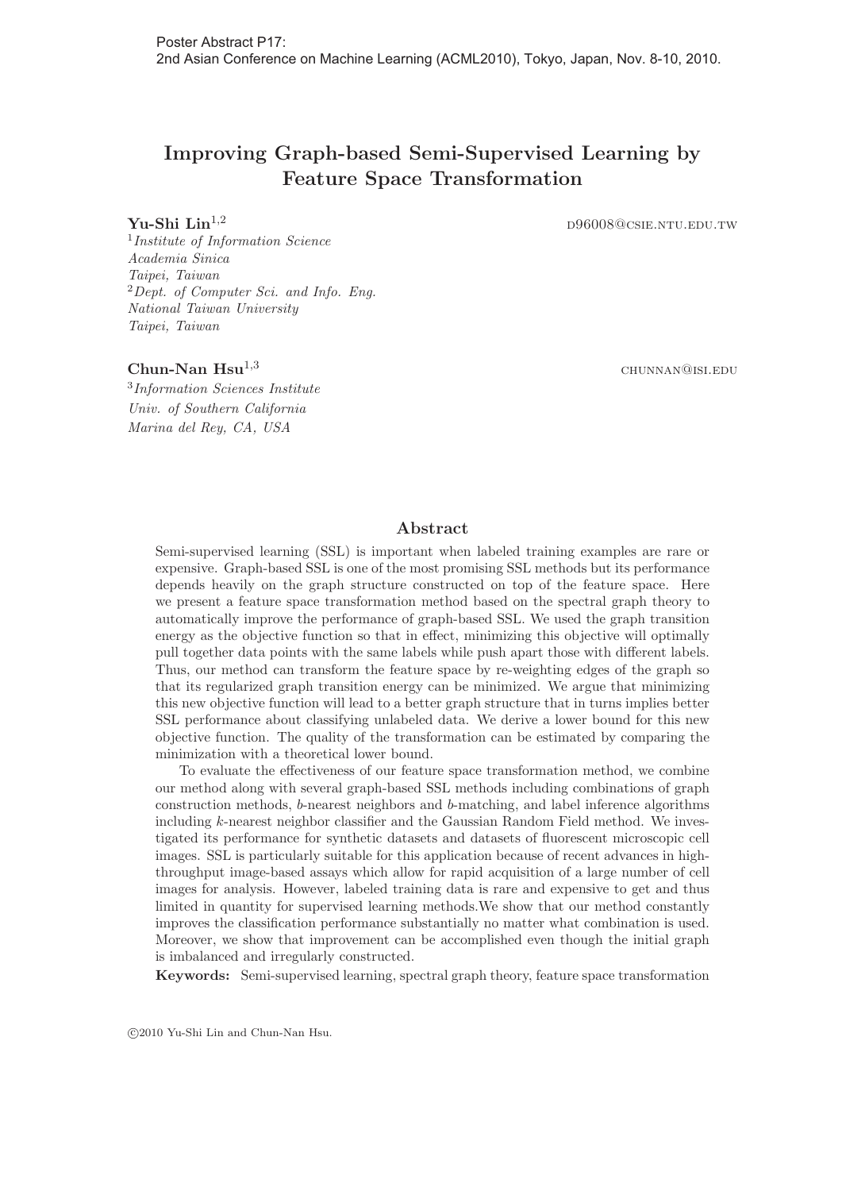# Improving Graph-based Semi-Supervised Learning by Feature Space Transformation

**Yu-Shi Lin**[1,2] d96008@csie.ntu.edu.tw

[1]*Institute of Information Science*
*Academia Sinica*
*Taipei, Taiwan*
[2]*Dept. of Computer Sci. and Info. Eng.*
*National Taiwan University*
*Taipei, Taiwan*

**Chun-Nan Hsu**[1,3] chunnan@isi.edu

[3]*Information Sciences Institute*
*Univ. of Southern California*
*Marina del Rey, CA, USA*

## Abstract

Semi-supervised learning (SSL) is important when labeled training examples are rare or expensive. Graph-based SSL is one of the most promising SSL methods but its performance depends heavily on the graph structure constructed on top of the feature space. Here we present a feature space transformation method based on the spectral graph theory to automatically improve the performance of graph-based SSL. We used the graph transition energy as the objective function so that in effect, minimizing this objective will optimally pull together data points with the same labels while push apart those with different labels. Thus, our method can transform the feature space by re-weighting edges of the graph so that its regularized graph transition energy can be minimized. We argue that minimizing this new objective function will lead to a better graph structure that in turns implies better SSL performance about classifying unlabeled data. We derive a lower bound for this new objective function. The quality of the transformation can be estimated by comparing the minimization with a theoretical lower bound.

To evaluate the effectiveness of our feature space transformation method, we combine our method along with several graph-based SSL methods including combinations of graph construction methods, $b$-nearest neighbors and $b$-matching, and label inference algorithms including $k$-nearest neighbor classifier and the Gaussian Random Field method. We investigated its performance for synthetic datasets and datasets of fluorescent microscopic cell images. SSL is particularly suitable for this application because of recent advances in high-throughput image-based assays which allow for rapid acquisition of a large number of cell images for analysis. However, labeled training data is rare and expensive to get and thus limited in quantity for supervised learning methods.We show that our method constantly improves the classification performance substantially no matter what combination is used. Moreover, we show that improvement can be accomplished even though the initial graph is imbalanced and irregularly constructed.

**Keywords:** Semi-supervised learning, spectral graph theory, feature space transformation

©2010 Yu-Shi Lin and Chun-Nan Hsu.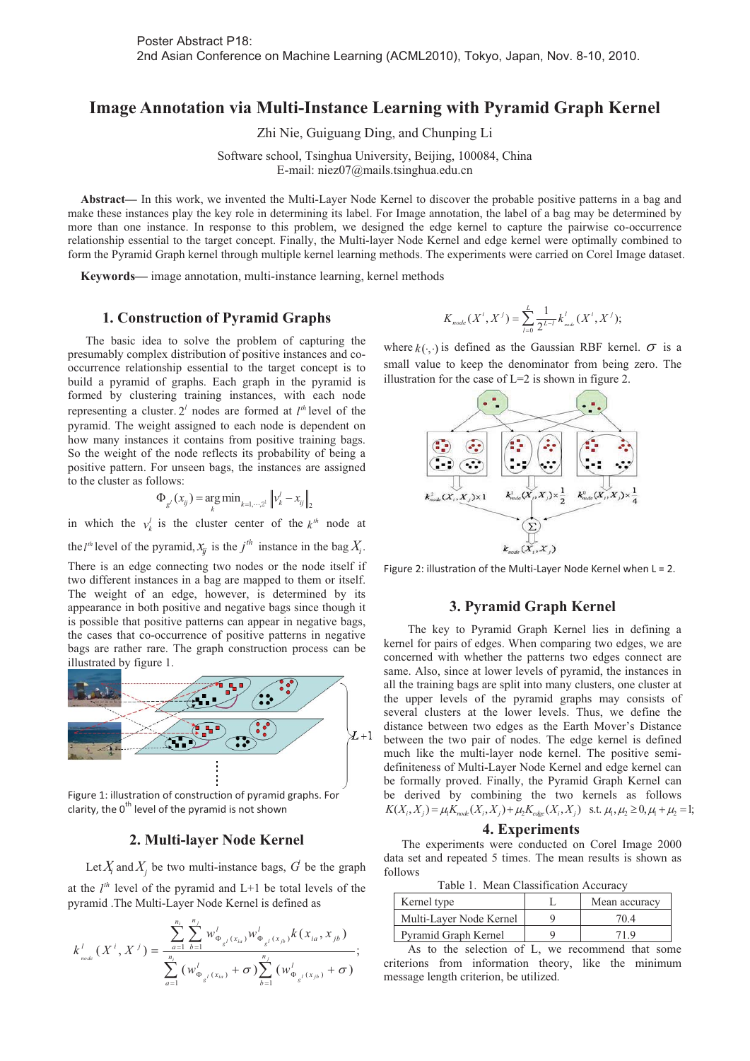Poster Abstract P18:
2nd Asian Conference on Machine Learning (ACML2010), Tokyo, Japan, Nov. 8-10, 2010.

# Image Annotation via Multi-Instance Learning with Pyramid Graph Kernel

Zhi Nie, Guiguang Ding, and Chunping Li

Software school, Tsinghua University, Beijing, 100084, China
E-mail: niez07@mails.tsinghua.edu.cn

**Abstract—** In this work, we invented the Multi-Layer Node Kernel to discover the probable positive patterns in a bag and make these instances play the key role in determining its label. For Image annotation, the label of a bag may be determined by more than one instance. In response to this problem, we designed the edge kernel to capture the pairwise co-occurrence relationship essential to the target concept. Finally, the Multi-layer Node Kernel and edge kernel were optimally combined to form the Pyramid Graph kernel through multiple kernel learning methods. The experiments were carried on Corel Image dataset.

**Keywords—** image annotation, multi-instance learning, kernel methods

## 1. Construction of Pyramid Graphs

The basic idea to solve the problem of capturing the presumably complex distribution of positive instances and co-occurrence relationship essential to the target concept is to build a pyramid of graphs. Each graph in the pyramid is formed by clustering training instances, with each node representing a cluster. $2^l$ nodes are formed at $l^{th}$ level of the pyramid. The weight assigned to each node is dependent on how many instances it contains from positive training bags. So the weight of the node reflects its probability of being a positive pattern. For unseen bags, the instances are assigned to the cluster as follows:

$$\Phi_{g^l}(x_{ij}) = \arg\min_{k} {}_{k=1,\cdots,2^l} \left\| v_k^l - x_{ij} \right\|_2$$

in which the $v_k^l$ is the cluster center of the $k^{th}$ node at the $l^{th}$ level of the pyramid, $x_{ij}$ is the $j^{th}$ instance in the bag $X_i$.

There is an edge connecting two nodes or the node itself if two different instances in a bag are mapped to them or itself. The weight of an edge, however, is determined by its appearance in both positive and negative bags since though it is possible that positive patterns can appear in negative bags, the cases that co-occurrence of positive patterns in negative bags are rather rare. The graph construction process can be illustrated by figure 1.

Figure 1: illustration of construction of pyramid graphs. For clarity, the 0th level of the pyramid is not shown

## 2. Multi-layer Node Kernel

Let $X_i$ and $X_j$ be two multi-instance bags, $G^l$ be the graph at the $l^{th}$ level of the pyramid and L+1 be total levels of the pyramid .The Multi-Layer Node Kernel is defined as

$$k^l_{node}(X^i, X^j) = \frac{\sum_{a=1}^{n_i} \sum_{b=1}^{n_j} w^l_{\Phi_{g^l}(x_{ia})} w^l_{\Phi_{g^l}(x_{jb})} k(x_{ia}, x_{jb})}{\sum_{a=1}^{n_i} (w^l_{\Phi_{g^l}(x_{ia})} + \sigma) \sum_{b=1}^{n_j} (w^l_{\Phi_{g^l}(x_{jb})} + \sigma)};$$

$$K_{node}(X^i, X^j) = \sum_{l=0}^{L} \frac{1}{2^{L-l}} k^l_{node}(X^i, X^j);$$

where $k(\cdot,\cdot)$ is defined as the Gaussian RBF kernel. $\sigma$ is a small value to keep the denominator from being zero. The illustration for the case of L=2 is shown in figure 2.

Figure 2: illustration of the Multi-Layer Node Kernel when L = 2.

## 3. Pyramid Graph Kernel

The key to Pyramid Graph Kernel lies in defining a kernel for pairs of edges. When comparing two edges, we are concerned with whether the patterns two edges connect are same. Also, since at lower levels of pyramid, the instances in all the training bags are split into many clusters, one cluster at the upper levels of the pyramid graphs may consists of several clusters at the lower levels. Thus, we define the distance between two edges as the Earth Mover's Distance between the two pair of nodes. The edge kernel is defined much like the multi-layer node kernel. The positive semi-definiteness of Multi-Layer Node Kernel and edge kernel can be formally proved. Finally, the Pyramid Graph Kernel can be derived by combining the two kernels as follows

$$K(X_i, X_j) = \mu_1 K_{node}(X_i, X_j) + \mu_2 K_{edge}(X_i, X_j) \quad \text{s.t. } \mu_1, \mu_2 \geq 0, \mu_1 + \mu_2 = 1;$$

## 4. Experiments

The experiments were conducted on Corel Image 2000 data set and repeated 5 times. The mean results is shown as follows

Table 1. Mean Classification Accuracy

| Kernel type | L | Mean accuracy |
|---|---|---|
| Multi-Layer Node Kernel | 9 | 70.4 |
| Pyramid Graph Kernel | 9 | 71.9 |

As to the selection of L, we recommend that some criterions from information theory, like the minimum message length criterion, be utilized.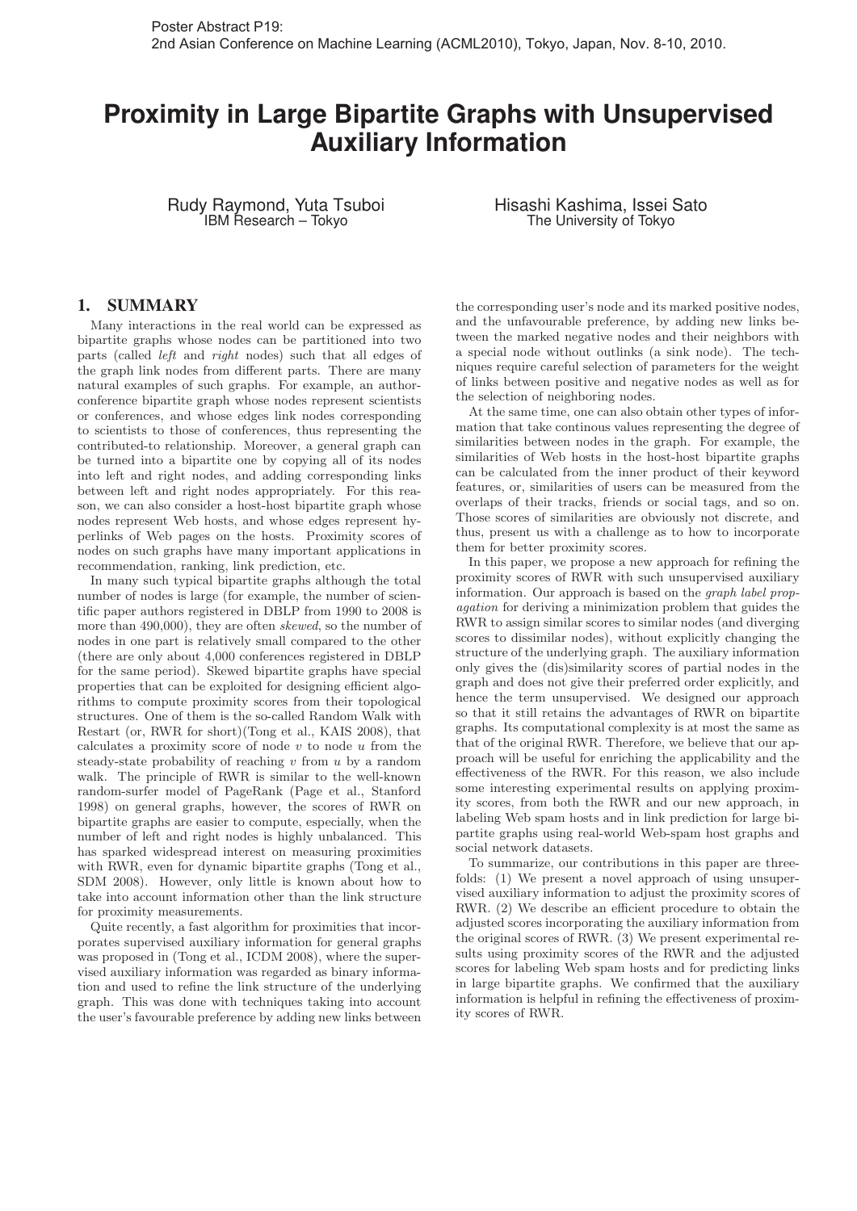# Proximity in Large Bipartite Graphs with Unsupervised Auxiliary Information

Rudy Raymond, Yuta Tsuboi
IBM Research – Tokyo

Hisashi Kashima, Issei Sato
The University of Tokyo

## 1. SUMMARY

Many interactions in the real world can be expressed as bipartite graphs whose nodes can be partitioned into two parts (called *left* and *right* nodes) such that all edges of the graph link nodes from different parts. There are many natural examples of such graphs. For example, an author-conference bipartite graph whose nodes represent scientists or conferences, and whose edges link nodes corresponding to scientists to those of conferences, thus representing the contributed-to relationship. Moreover, a general graph can be turned into a bipartite one by copying all of its nodes into left and right nodes, and adding corresponding links between left and right nodes appropriately. For this reason, we can also consider a host-host bipartite graph whose nodes represent Web hosts, and whose edges represent hyperlinks of Web pages on the hosts. Proximity scores of nodes on such graphs have many important applications in recommendation, ranking, link prediction, etc.

In many such typical bipartite graphs although the total number of nodes is large (for example, the number of scientific paper authors registered in DBLP from 1990 to 2008 is more than 490,000), they are often *skewed*, so the number of nodes in one part is relatively small compared to the other (there are only about 4,000 conferences registered in DBLP for the same period). Skewed bipartite graphs have special properties that can be exploited for designing efficient algorithms to compute proximity scores from their topological structures. One of them is the so-called Random Walk with Restart (or, RWR for short)(Tong et al., KAIS 2008), that calculates a proximity score of node $v$ to node $u$ from the steady-state probability of reaching $v$ from $u$ by a random walk. The principle of RWR is similar to the well-known random-surfer model of PageRank (Page et al., Stanford 1998) on general graphs, however, the scores of RWR on bipartite graphs are easier to compute, especially, when the number of left and right nodes is highly unbalanced. This has sparked widespread interest on measuring proximities with RWR, even for dynamic bipartite graphs (Tong et al., SDM 2008). However, only little is known about how to take into account information other than the link structure for proximity measurements.

Quite recently, a fast algorithm for proximities that incorporates supervised auxiliary information for general graphs was proposed in (Tong et al., ICDM 2008), where the supervised auxiliary information was regarded as binary information and used to refine the link structure of the underlying graph. This was done with techniques taking into account the user's favourable preference by adding new links between the corresponding user's node and its marked positive nodes, and the unfavourable preference, by adding new links between the marked negative nodes and their neighbors with a special node without outlinks (a sink node). The techniques require careful selection of parameters for the weight of links between positive and negative nodes as well as for the selection of neighboring nodes.

At the same time, one can also obtain other types of information that take continous values representing the degree of similarities between nodes in the graph. For example, the similarities of Web hosts in the host-host bipartite graphs can be calculated from the inner product of their keyword features, or, similarities of users can be measured from the overlaps of their tracks, friends or social tags, and so on. Those scores of similarities are obviously not discrete, and thus, present us with a challenge as to how to incorporate them for better proximity scores.

In this paper, we propose a new approach for refining the proximity scores of RWR with such unsupervised auxiliary information. Our approach is based on the *graph label propagation* for deriving a minimization problem that guides the RWR to assign similar scores to similar nodes (and diverging scores to dissimilar nodes), without explicitly changing the structure of the underlying graph. The auxiliary information only gives the (dis)similarity scores of partial nodes in the graph and does not give their preferred order explicitly, and hence the term unsupervised. We designed our approach so that it still retains the advantages of RWR on bipartite graphs. Its computational complexity is at most the same as that of the original RWR. Therefore, we believe that our approach will be useful for enriching the applicability and the effectiveness of the RWR. For this reason, we also include some interesting experimental results on applying proximity scores, from both the RWR and our new approach, in labeling Web spam hosts and in link prediction for large bipartite graphs using real-world Web-spam host graphs and social network datasets.

To summarize, our contributions in this paper are three-folds: (1) We present a novel approach of using unsupervised auxiliary information to adjust the proximity scores of RWR. (2) We describe an efficient procedure to obtain the adjusted scores incorporating the auxiliary information from the original scores of RWR. (3) We present experimental results using proximity scores of the RWR and the adjusted scores for labeling Web spam hosts and for predicting links in large bipartite graphs. We confirmed that the auxiliary information is helpful in refining the effectiveness of proximity scores of RWR.